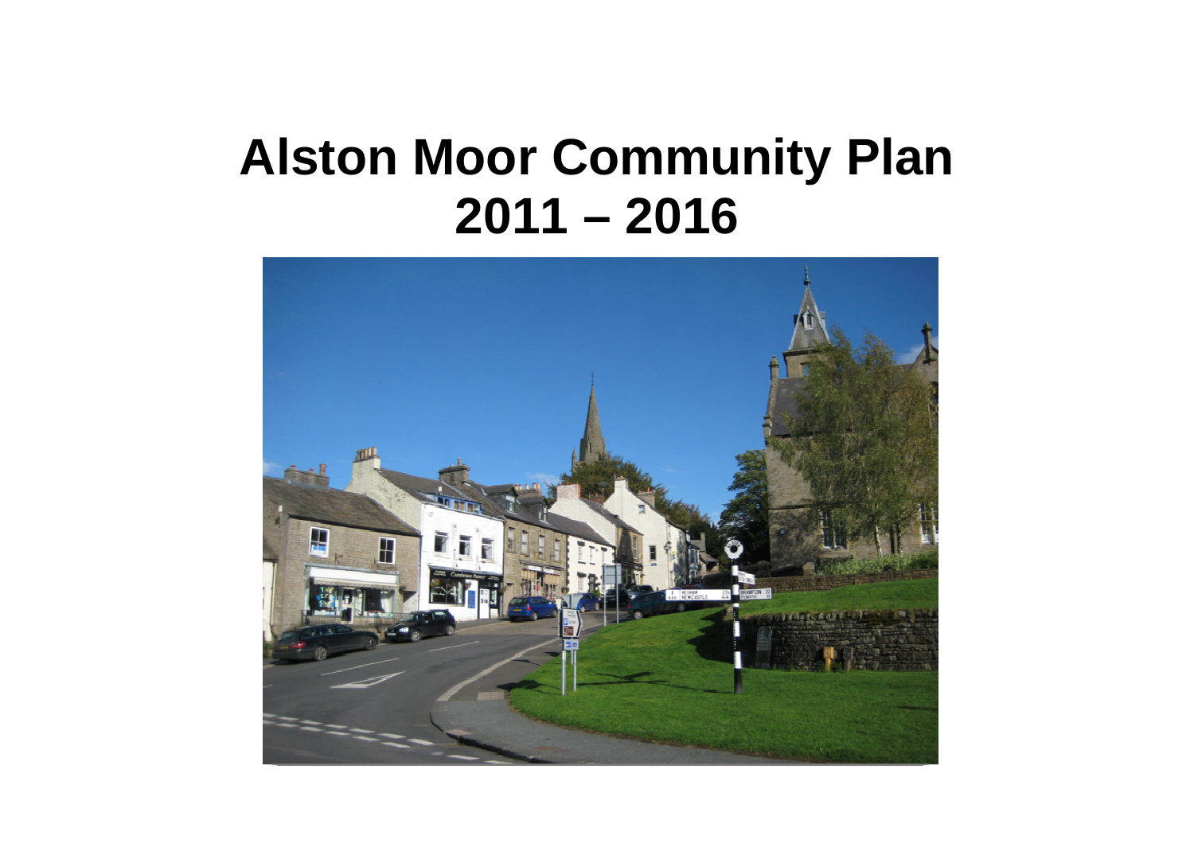# Alston Moor Community Plan 2011 – 2016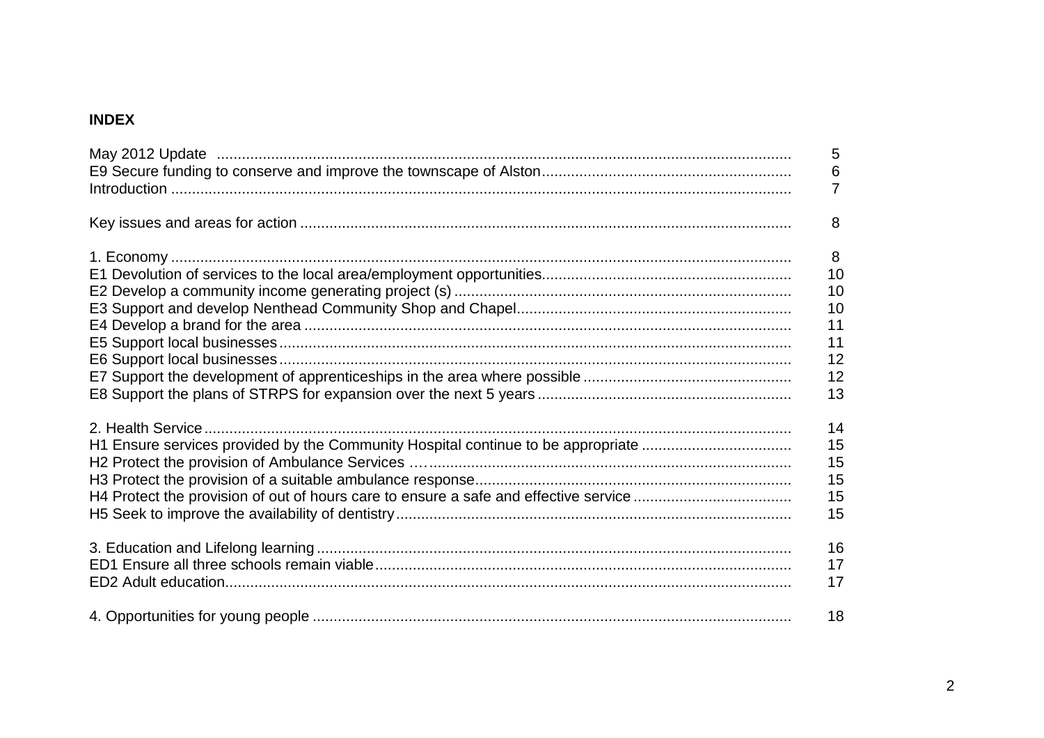**INDEX**

| | |
|---|---|
| May 2012 Update | 5 |
| E9 Secure funding to conserve and improve the townscape of Alston | 6 |
| Introduction | 7 |
| | |
| Key issues and areas for action | 8 |
| | |
| 1. Economy | 8 |
| E1 Devolution of services to the local area/employment opportunities | 10 |
| E2 Develop a community income generating project (s) | 10 |
| E3 Support and develop Nenthead Community Shop and Chapel | 10 |
| E4 Develop a brand for the area | 11 |
| E5 Support local businesses | 11 |
| E6 Support local businesses | 12 |
| E7 Support the development of apprenticeships in the area where possible | 12 |
| E8 Support the plans of STRPS for expansion over the next 5 years | 13 |
| | |
| 2. Health Service | 14 |
| H1 Ensure services provided by the Community Hospital continue to be appropriate | 15 |
| H2 Protect the provision of Ambulance Services | 15 |
| H3 Protect the provision of a suitable ambulance response | 15 |
| H4 Protect the provision of out of hours care to ensure a safe and effective service | 15 |
| H5 Seek to improve the availability of dentistry | 15 |
| | |
| 3. Education and Lifelong learning | 16 |
| ED1 Ensure all three schools remain viable | 17 |
| ED2 Adult education | 17 |
| | |
| 4. Opportunities for young people | 18 |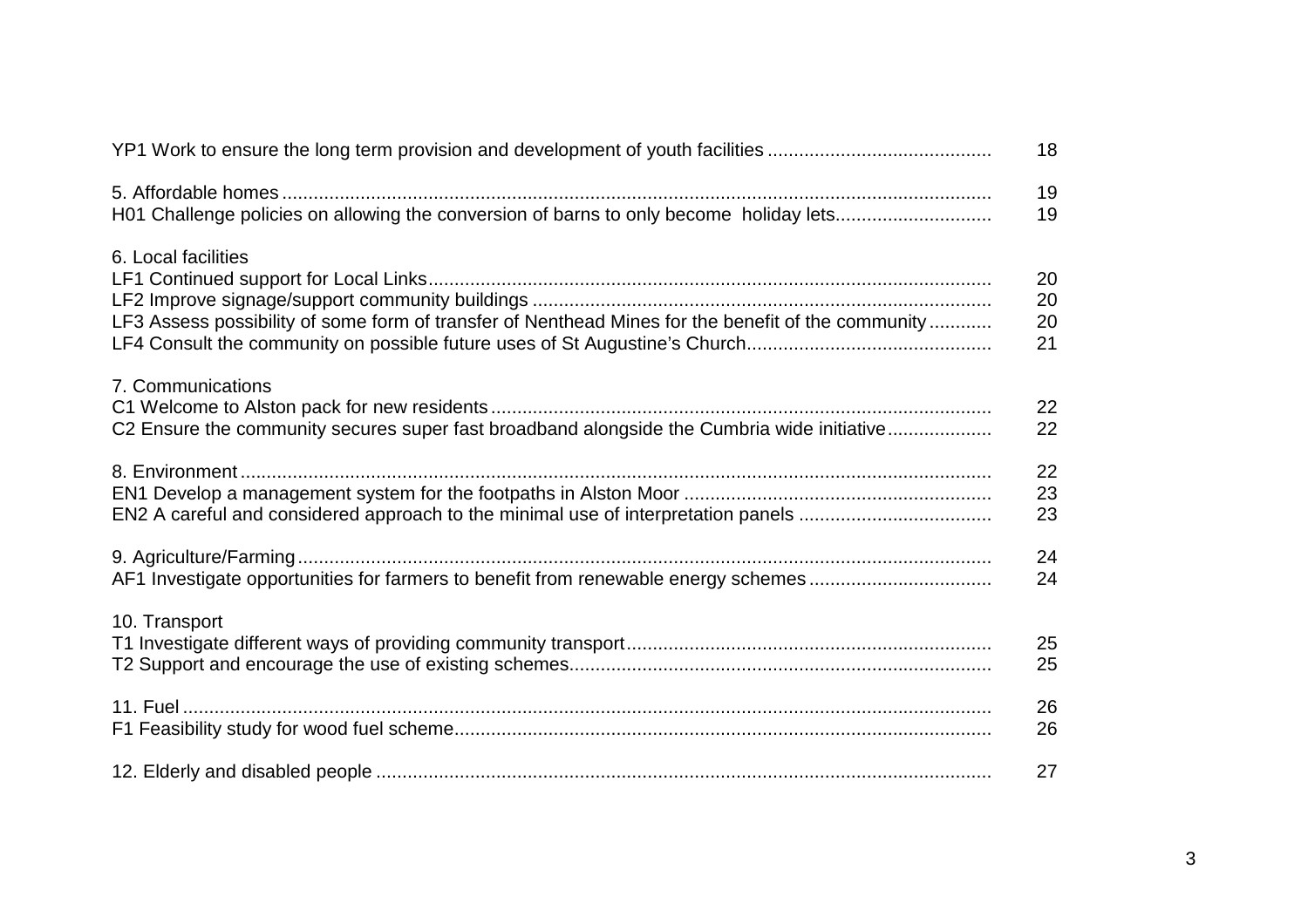| | |
|---|---|
| YP1 Work to ensure the long term provision and development of youth facilities | 18 |
| | |
| 5. Affordable homes | 19 |
| H01 Challenge policies on allowing the conversion of barns to only become holiday lets | 19 |
| | |
| 6. Local facilities | |
| LF1 Continued support for Local Links | 20 |
| LF2 Improve signage/support community buildings | 20 |
| LF3 Assess possibility of some form of transfer of Nenthead Mines for the benefit of the community | 20 |
| LF4 Consult the community on possible future uses of St Augustine's Church | 21 |
| | |
| 7. Communications | |
| C1 Welcome to Alston pack for new residents | 22 |
| C2 Ensure the community secures super fast broadband alongside the Cumbria wide initiative | 22 |
| | |
| 8. Environment | 22 |
| EN1 Develop a management system for the footpaths in Alston Moor | 23 |
| EN2 A careful and considered approach to the minimal use of interpretation panels | 23 |
| | |
| 9. Agriculture/Farming | 24 |
| AF1 Investigate opportunities for farmers to benefit from renewable energy schemes | 24 |
| | |
| 10. Transport | |
| T1 Investigate different ways of providing community transport | 25 |
| T2 Support and encourage the use of existing schemes | 25 |
| | |
| 11. Fuel | 26 |
| F1 Feasibility study for wood fuel scheme | 26 |
| | |
| 12. Elderly and disabled people | 27 |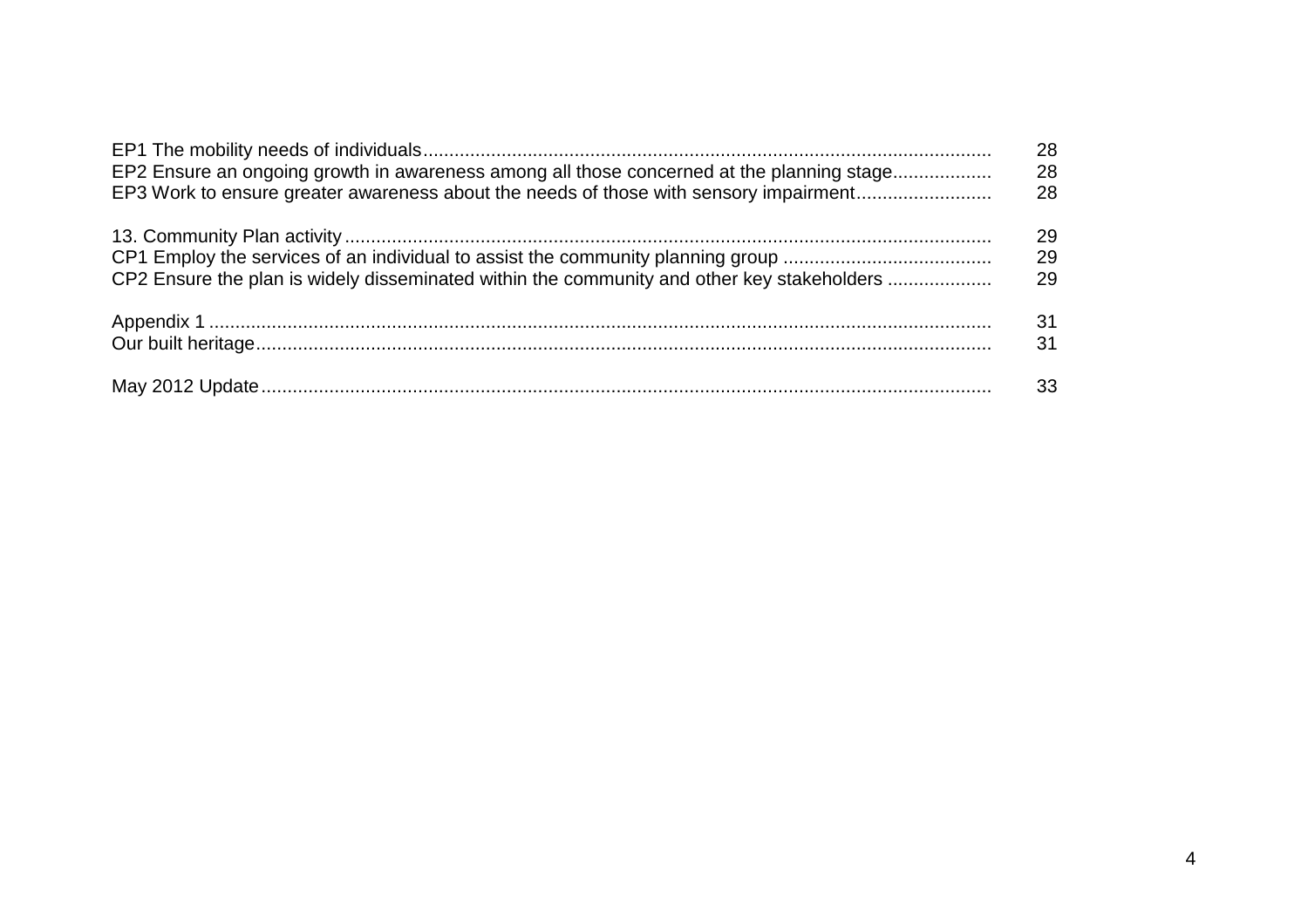| | |
|---|---|
| EP1 The mobility needs of individuals | 28 |
| EP2 Ensure an ongoing growth in awareness among all those concerned at the planning stage | 28 |
| EP3 Work to ensure greater awareness about the needs of those with sensory impairment | 28 |
| | |
| 13. Community Plan activity | 29 |
| CP1 Employ the services of an individual to assist the community planning group | 29 |
| CP2 Ensure the plan is widely disseminated within the community and other key stakeholders | 29 |
| | |
| Appendix 1 | 31 |
| Our built heritage | 31 |
| | |
| May 2012 Update | 33 |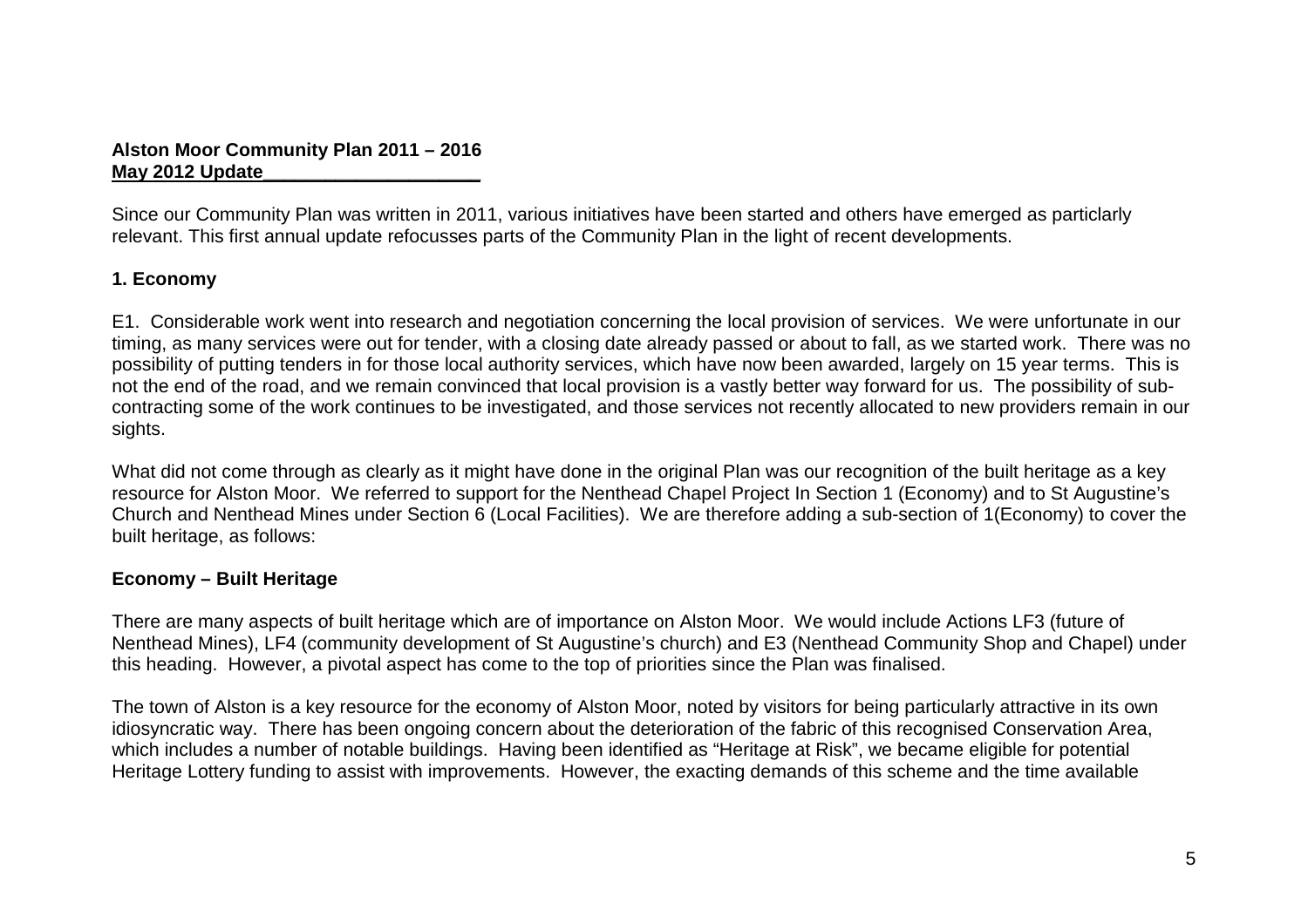**Alston Moor Community Plan 2011 – 2016**
**May 2012 Update**

Since our Community Plan was written in 2011, various initiatives have been started and others have emerged as particlarly relevant. This first annual update refocusses parts of the Community Plan in the light of recent developments.

## 1. Economy

E1. Considerable work went into research and negotiation concerning the local provision of services. We were unfortunate in our timing, as many services were out for tender, with a closing date already passed or about to fall, as we started work. There was no possibility of putting tenders in for those local authority services, which have now been awarded, largely on 15 year terms. This is not the end of the road, and we remain convinced that local provision is a vastly better way forward for us. The possibility of sub-contracting some of the work continues to be investigated, and those services not recently allocated to new providers remain in our sights.

What did not come through as clearly as it might have done in the original Plan was our recognition of the built heritage as a key resource for Alston Moor. We referred to support for the Nenthead Chapel Project In Section 1 (Economy) and to St Augustine's Church and Nenthead Mines under Section 6 (Local Facilities). We are therefore adding a sub-section of 1(Economy) to cover the built heritage, as follows:

### Economy – Built Heritage

There are many aspects of built heritage which are of importance on Alston Moor. We would include Actions LF3 (future of Nenthead Mines), LF4 (community development of St Augustine's church) and E3 (Nenthead Community Shop and Chapel) under this heading. However, a pivotal aspect has come to the top of priorities since the Plan was finalised.

The town of Alston is a key resource for the economy of Alston Moor, noted by visitors for being particularly attractive in its own idiosyncratic way. There has been ongoing concern about the deterioration of the fabric of this recognised Conservation Area, which includes a number of notable buildings. Having been identified as "Heritage at Risk", we became eligible for potential Heritage Lottery funding to assist with improvements. However, the exacting demands of this scheme and the time available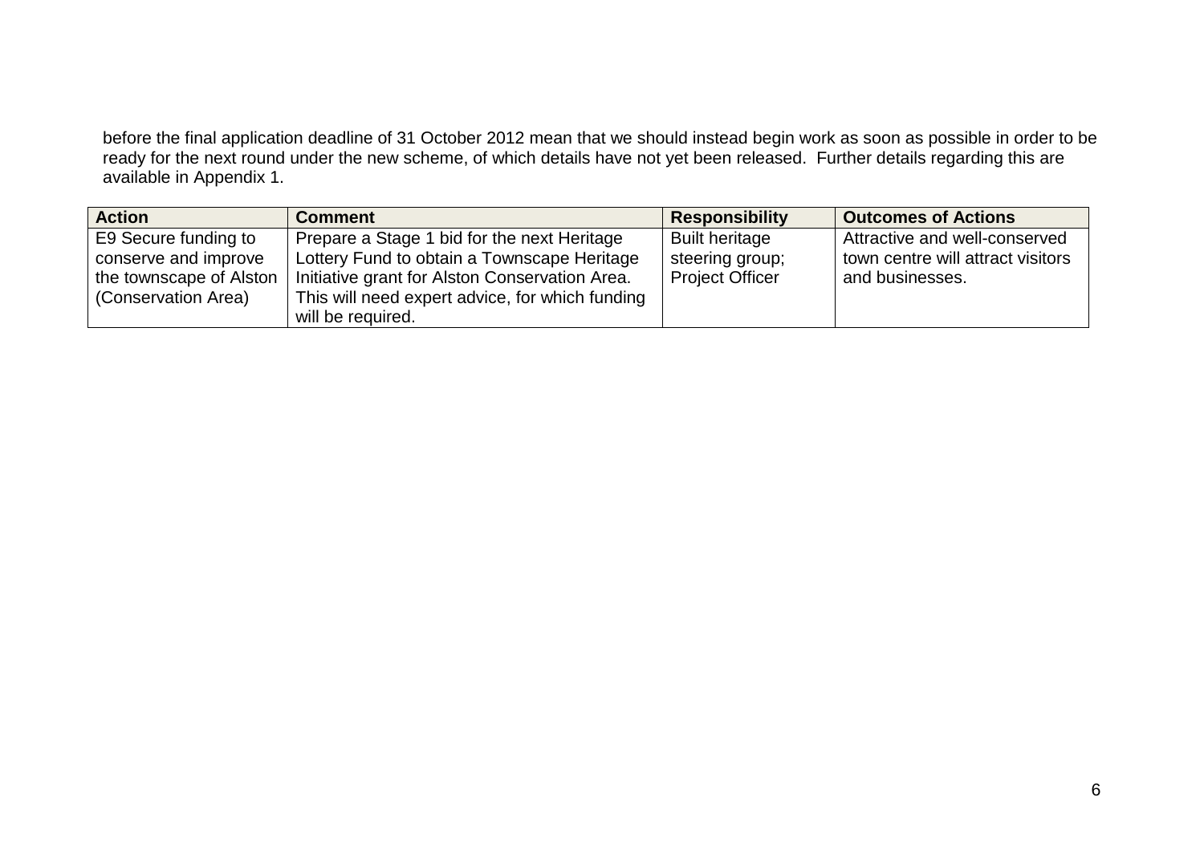before the final application deadline of 31 October 2012 mean that we should instead begin work as soon as possible in order to be ready for the next round under the new scheme, of which details have not yet been released. Further details regarding this are available in Appendix 1.

| Action | Comment | Responsibility | Outcomes of Actions |
|---|---|---|---|
| E9 Secure funding to conserve and improve the townscape of Alston (Conservation Area) | Prepare a Stage 1 bid for the next Heritage Lottery Fund to obtain a Townscape Heritage Initiative grant for Alston Conservation Area. This will need expert advice, for which funding will be required. | Built heritage steering group; Project Officer | Attractive and well-conserved town centre will attract visitors and businesses. |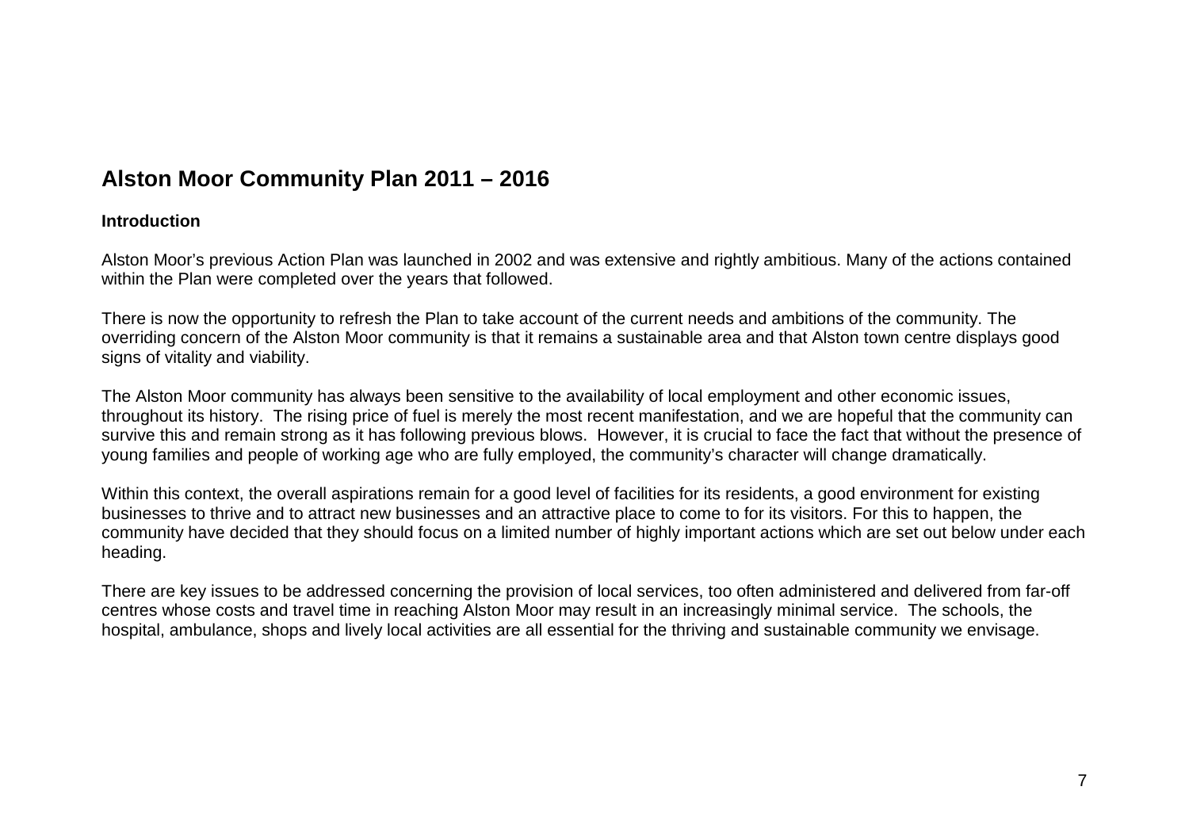# Alston Moor Community Plan 2011 – 2016

**Introduction**

Alston Moor's previous Action Plan was launched in 2002 and was extensive and rightly ambitious. Many of the actions contained within the Plan were completed over the years that followed.

There is now the opportunity to refresh the Plan to take account of the current needs and ambitions of the community. The overriding concern of the Alston Moor community is that it remains a sustainable area and that Alston town centre displays good signs of vitality and viability.

The Alston Moor community has always been sensitive to the availability of local employment and other economic issues, throughout its history. The rising price of fuel is merely the most recent manifestation, and we are hopeful that the community can survive this and remain strong as it has following previous blows. However, it is crucial to face the fact that without the presence of young families and people of working age who are fully employed, the community's character will change dramatically.

Within this context, the overall aspirations remain for a good level of facilities for its residents, a good environment for existing businesses to thrive and to attract new businesses and an attractive place to come to for its visitors. For this to happen, the community have decided that they should focus on a limited number of highly important actions which are set out below under each heading.

There are key issues to be addressed concerning the provision of local services, too often administered and delivered from far-off centres whose costs and travel time in reaching Alston Moor may result in an increasingly minimal service. The schools, the hospital, ambulance, shops and lively local activities are all essential for the thriving and sustainable community we envisage.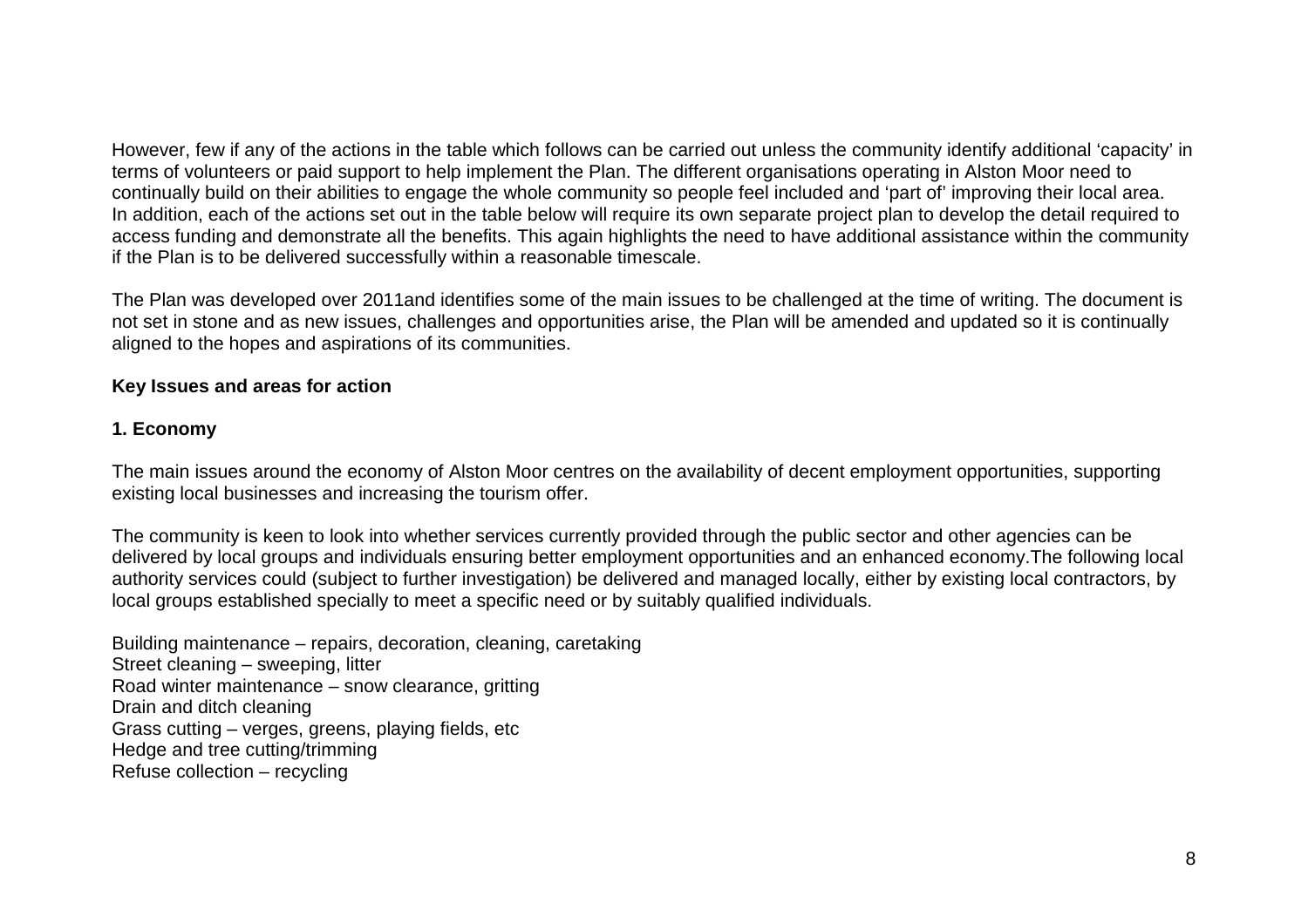However, few if any of the actions in the table which follows can be carried out unless the community identify additional 'capacity' in terms of volunteers or paid support to help implement the Plan. The different organisations operating in Alston Moor need to continually build on their abilities to engage the whole community so people feel included and 'part of' improving their local area. In addition, each of the actions set out in the table below will require its own separate project plan to develop the detail required to access funding and demonstrate all the benefits. This again highlights the need to have additional assistance within the community if the Plan is to be delivered successfully within a reasonable timescale.

The Plan was developed over 2011and identifies some of the main issues to be challenged at the time of writing. The document is not set in stone and as new issues, challenges and opportunities arise, the Plan will be amended and updated so it is continually aligned to the hopes and aspirations of its communities.

**Key Issues and areas for action**

**1. Economy**

The main issues around the economy of Alston Moor centres on the availability of decent employment opportunities, supporting existing local businesses and increasing the tourism offer.

The community is keen to look into whether services currently provided through the public sector and other agencies can be delivered by local groups and individuals ensuring better employment opportunities and an enhanced economy.The following local authority services could (subject to further investigation) be delivered and managed locally, either by existing local contractors, by local groups established specially to meet a specific need or by suitably qualified individuals.

Building maintenance – repairs, decoration, cleaning, caretaking
Street cleaning – sweeping, litter
Road winter maintenance – snow clearance, gritting
Drain and ditch cleaning
Grass cutting – verges, greens, playing fields, etc
Hedge and tree cutting/trimming
Refuse collection – recycling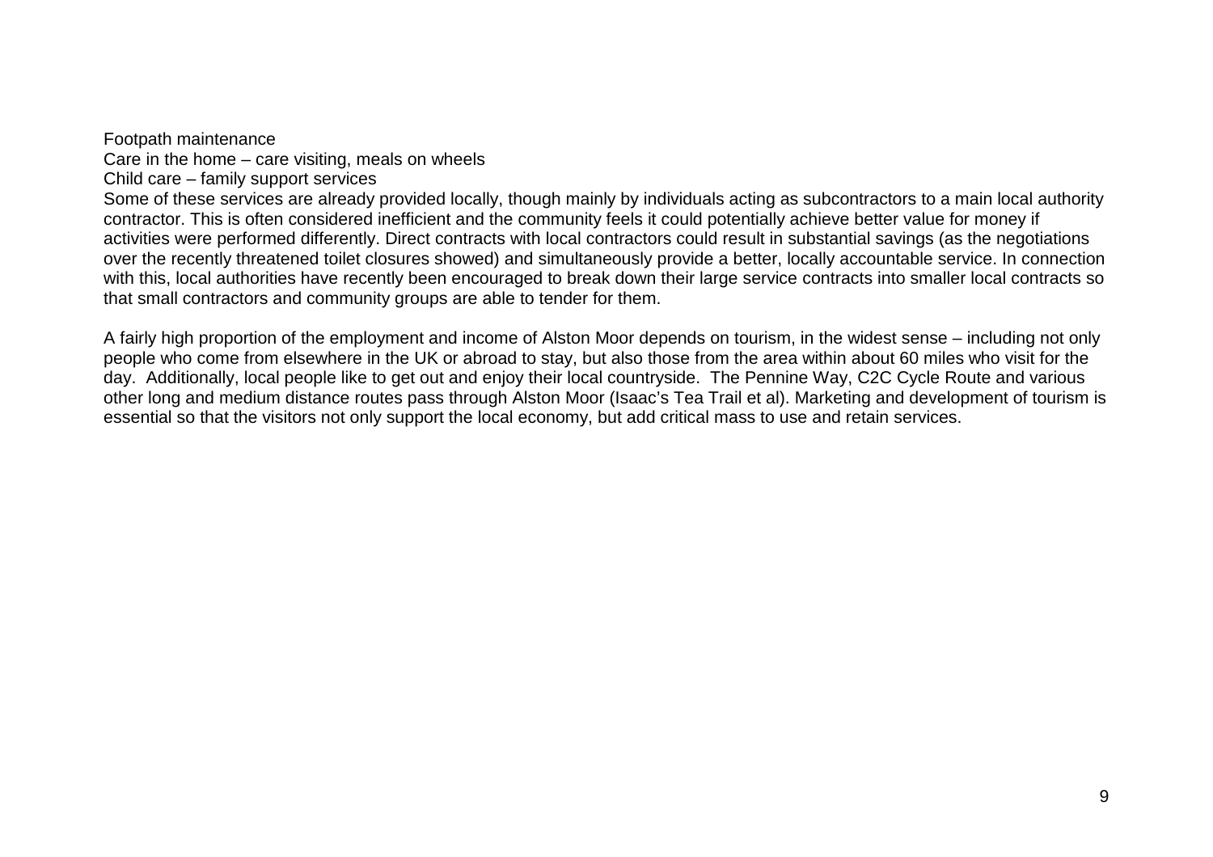Footpath maintenance
Care in the home – care visiting, meals on wheels
Child care – family support services
Some of these services are already provided locally, though mainly by individuals acting as subcontractors to a main local authority contractor. This is often considered inefficient and the community feels it could potentially achieve better value for money if activities were performed differently. Direct contracts with local contractors could result in substantial savings (as the negotiations over the recently threatened toilet closures showed) and simultaneously provide a better, locally accountable service. In connection with this, local authorities have recently been encouraged to break down their large service contracts into smaller local contracts so that small contractors and community groups are able to tender for them.

A fairly high proportion of the employment and income of Alston Moor depends on tourism, in the widest sense – including not only people who come from elsewhere in the UK or abroad to stay, but also those from the area within about 60 miles who visit for the day. Additionally, local people like to get out and enjoy their local countryside. The Pennine Way, C2C Cycle Route and various other long and medium distance routes pass through Alston Moor (Isaac's Tea Trail et al). Marketing and development of tourism is essential so that the visitors not only support the local economy, but add critical mass to use and retain services.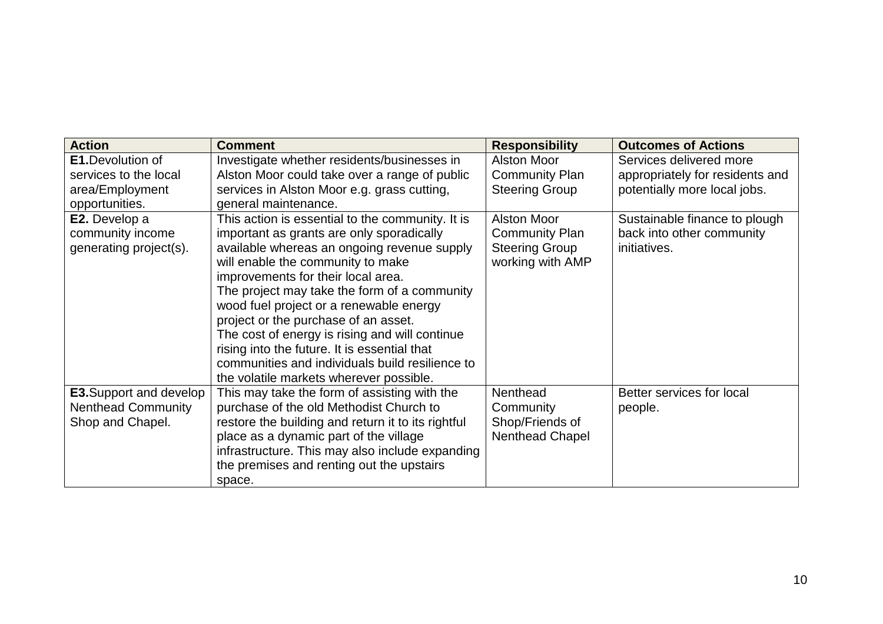| Action | Comment | Responsibility | Outcomes of Actions |
|---|---|---|---|
| **E1.**Devolution of services to the local area/Employment opportunities. | Investigate whether residents/businesses in Alston Moor could take over a range of public services in Alston Moor e.g. grass cutting, general maintenance. | Alston Moor Community Plan Steering Group | Services delivered more appropriately for residents and potentially more local jobs. |
| **E2.** Develop a community income generating project(s). | This action is essential to the community. It is important as grants are only sporadically available whereas an ongoing revenue supply will enable the community to make improvements for their local area.<br>The project may take the form of a community wood fuel project or a renewable energy project or the purchase of an asset.<br>The cost of energy is rising and will continue rising into the future. It is essential that communities and individuals build resilience to the volatile markets wherever possible. | Alston Moor Community Plan Steering Group working with AMP | Sustainable finance to plough back into other community initiatives. |
| **E3.**Support and develop Nenthead Community Shop and Chapel. | This may take the form of assisting with the purchase of the old Methodist Church to restore the building and return it to its rightful place as a dynamic part of the village infrastructure. This may also include expanding the premises and renting out the upstairs space. | Nenthead Community Shop/Friends of Nenthead Chapel | Better services for local people. |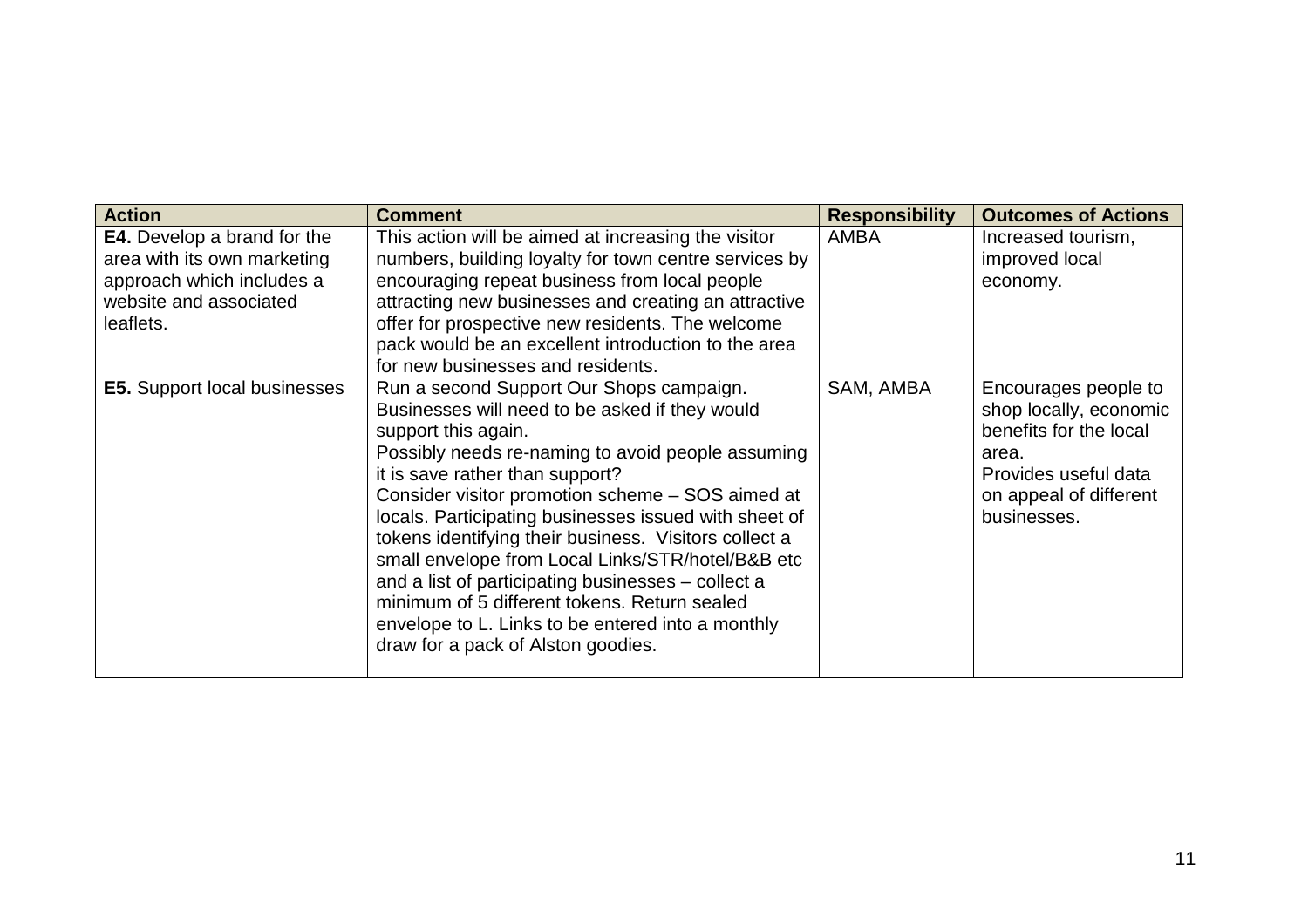| Action | Comment | Responsibility | Outcomes of Actions |
|---|---|---|---|
| **E4.** Develop a brand for the area with its own marketing approach which includes a website and associated leaflets. | This action will be aimed at increasing the visitor numbers, building loyalty for town centre services by encouraging repeat business from local people attracting new businesses and creating an attractive offer for prospective new residents. The welcome pack would be an excellent introduction to the area for new businesses and residents. | AMBA | Increased tourism, improved local economy. |
| **E5.** Support local businesses | Run a second Support Our Shops campaign. Businesses will need to be asked if they would support this again.<br>Possibly needs re-naming to avoid people assuming it is save rather than support?<br>Consider visitor promotion scheme – SOS aimed at locals. Participating businesses issued with sheet of tokens identifying their business. Visitors collect a small envelope from Local Links/STR/hotel/B&B etc and a list of participating businesses – collect a minimum of 5 different tokens. Return sealed envelope to L. Links to be entered into a monthly draw for a pack of Alston goodies. | SAM, AMBA | Encourages people to shop locally, economic benefits for the local area.<br>Provides useful data on appeal of different businesses. |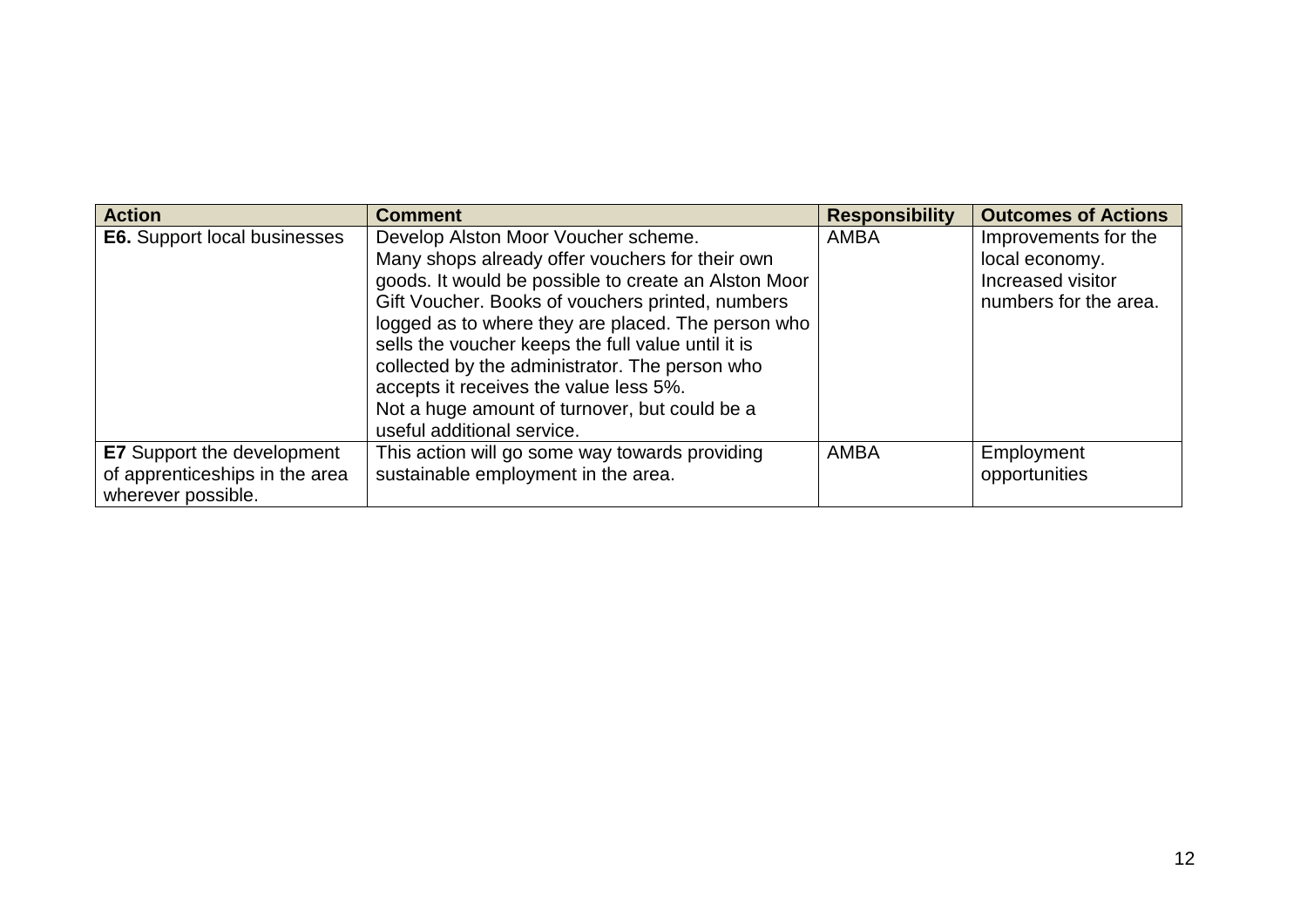| Action | Comment | Responsibility | Outcomes of Actions |
|---|---|---|---|
| **E6.** Support local businesses | Develop Alston Moor Voucher scheme. Many shops already offer vouchers for their own goods. It would be possible to create an Alston Moor Gift Voucher. Books of vouchers printed, numbers logged as to where they are placed. The person who sells the voucher keeps the full value until it is collected by the administrator. The person who accepts it receives the value less 5%. Not a huge amount of turnover, but could be a useful additional service. | AMBA | Improvements for the local economy. Increased visitor numbers for the area. |
| **E7** Support the development of apprenticeships in the area wherever possible. | This action will go some way towards providing sustainable employment in the area. | AMBA | Employment opportunities |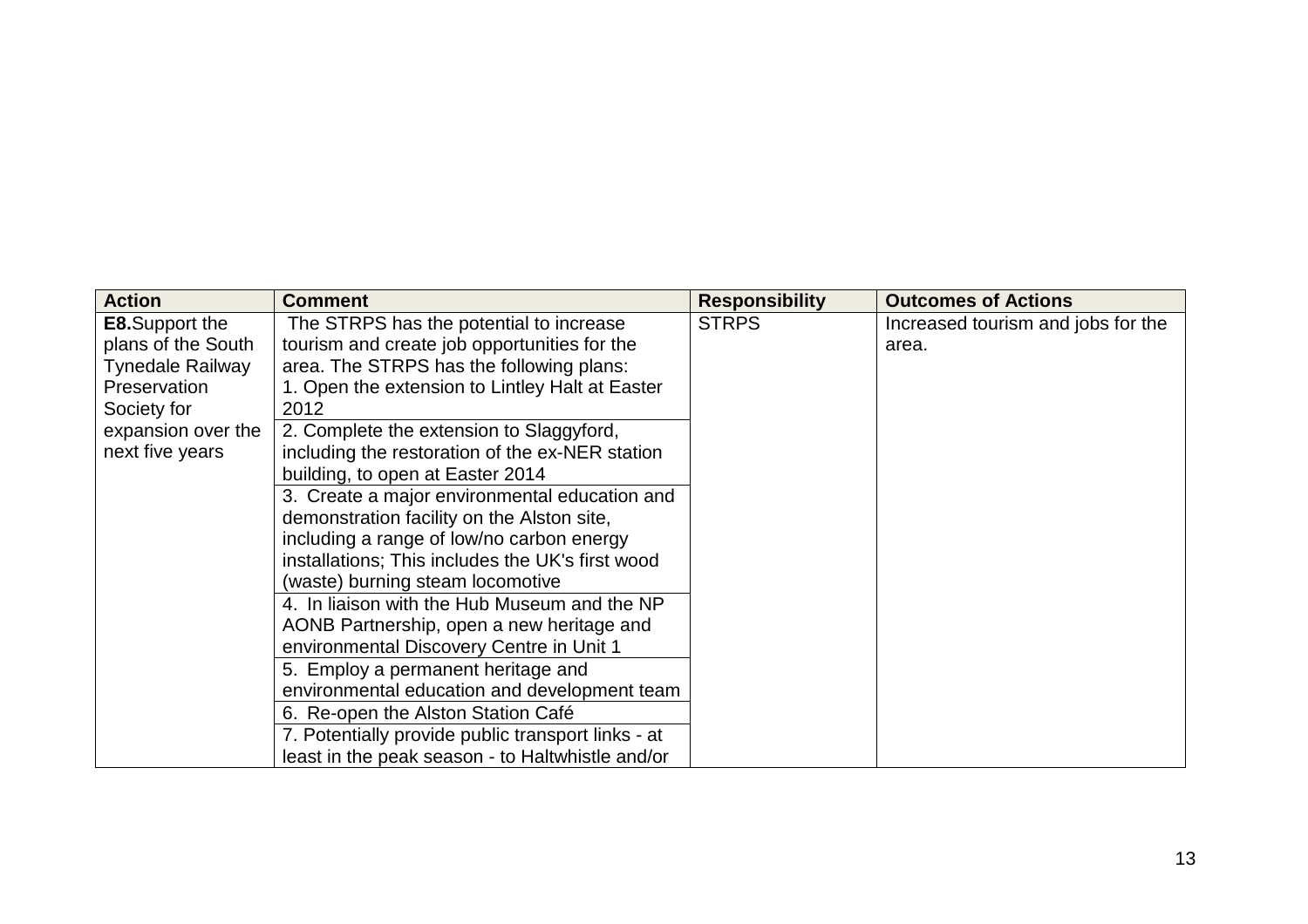| Action | Comment | Responsibility | Outcomes of Actions |
|---|---|---|---|
| **E8.**Support the plans of the South Tynedale Railway Preservation Society for expansion over the next five years | The STRPS has the potential to increase tourism and create job opportunities for the area. The STRPS has the following plans:<br>1. Open the extension to Lintley Halt at Easter 2012 | STRPS | Increased tourism and jobs for the area. |
| | 2. Complete the extension to Slaggyford, including the restoration of the ex-NER station building, to open at Easter 2014 | | |
| | 3. Create a major environmental education and demonstration facility on the Alston site, including a range of low/no carbon energy installations; This includes the UK's first wood (waste) burning steam locomotive | | |
| | 4. In liaison with the Hub Museum and the NP AONB Partnership, open a new heritage and environmental Discovery Centre in Unit 1 | | |
| | 5. Employ a permanent heritage and environmental education and development team | | |
| | 6. Re-open the Alston Station Café | | |
| | 7. Potentially provide public transport links - at least in the peak season - to Haltwhistle and/or | | |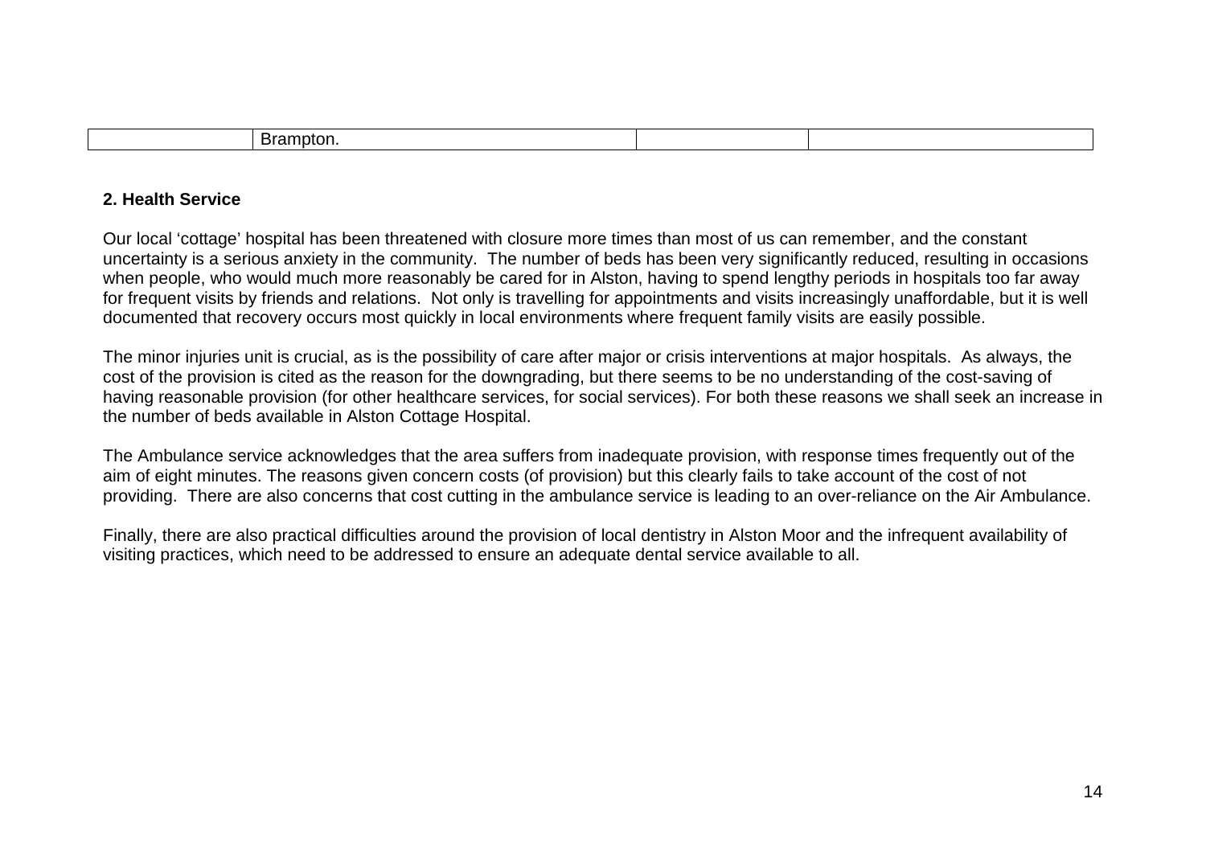| | Brampton. | | |
|---|---|---|---|

**2. Health Service**

Our local 'cottage' hospital has been threatened with closure more times than most of us can remember, and the constant uncertainty is a serious anxiety in the community. The number of beds has been very significantly reduced, resulting in occasions when people, who would much more reasonably be cared for in Alston, having to spend lengthy periods in hospitals too far away for frequent visits by friends and relations. Not only is travelling for appointments and visits increasingly unaffordable, but it is well documented that recovery occurs most quickly in local environments where frequent family visits are easily possible.

The minor injuries unit is crucial, as is the possibility of care after major or crisis interventions at major hospitals. As always, the cost of the provision is cited as the reason for the downgrading, but there seems to be no understanding of the cost-saving of having reasonable provision (for other healthcare services, for social services). For both these reasons we shall seek an increase in the number of beds available in Alston Cottage Hospital.

The Ambulance service acknowledges that the area suffers from inadequate provision, with response times frequently out of the aim of eight minutes. The reasons given concern costs (of provision) but this clearly fails to take account of the cost of not providing. There are also concerns that cost cutting in the ambulance service is leading to an over-reliance on the Air Ambulance.

Finally, there are also practical difficulties around the provision of local dentistry in Alston Moor and the infrequent availability of visiting practices, which need to be addressed to ensure an adequate dental service available to all.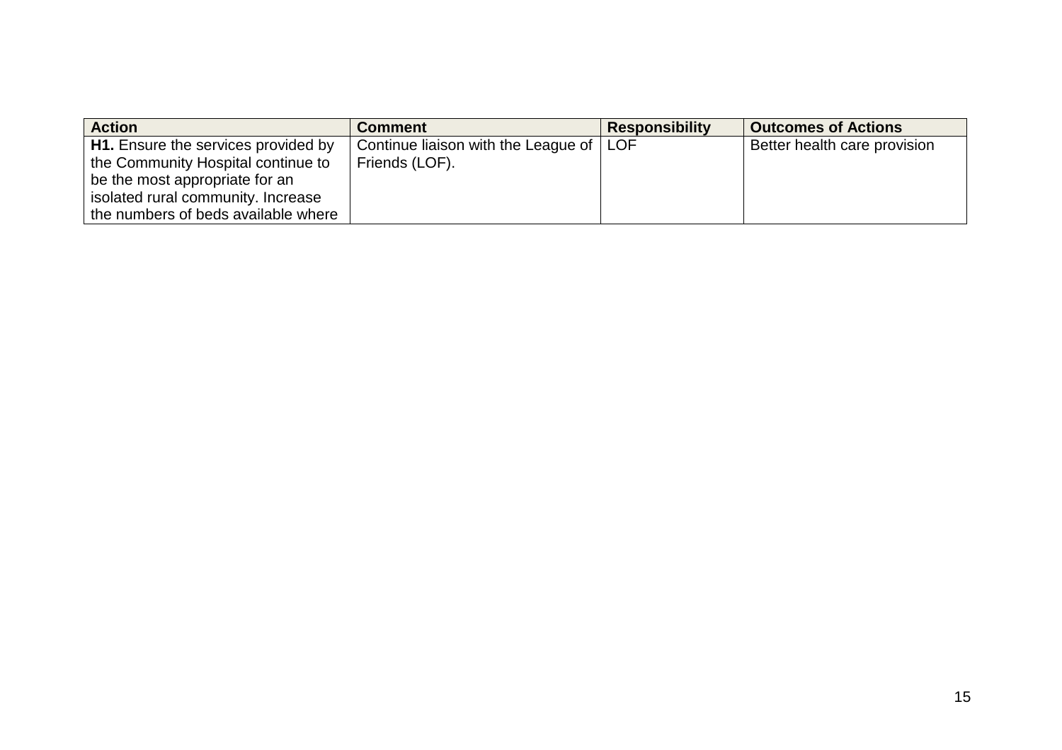| Action | Comment | Responsibility | Outcomes of Actions |
|---|---|---|---|
| **H1.** Ensure the services provided by the Community Hospital continue to be the most appropriate for an isolated rural community. Increase the numbers of beds available where | Continue liaison with the League of Friends (LOF). | LOF | Better health care provision |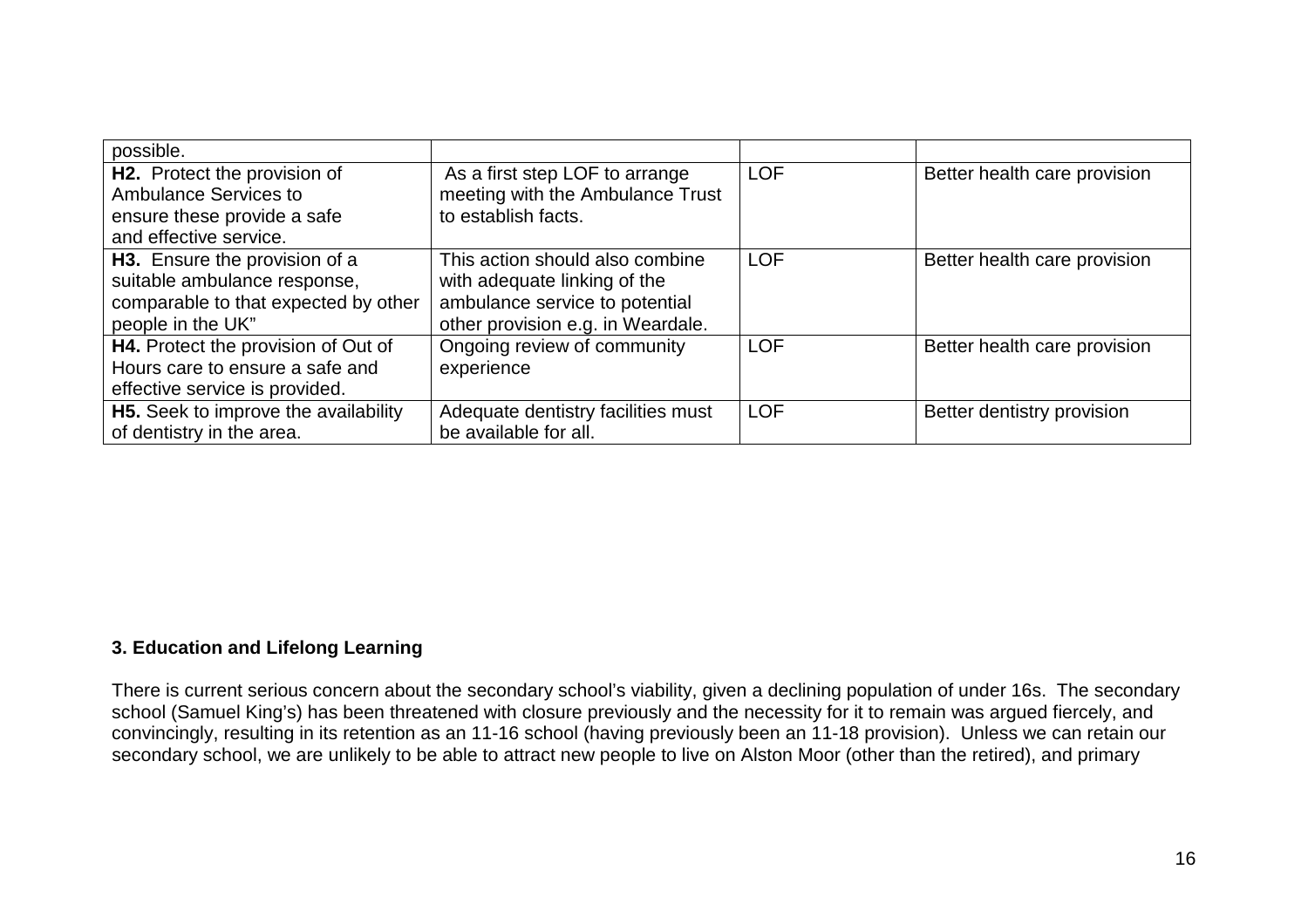| possible. | | | |
|---|---|---|---|
| **H2.** Protect the provision of Ambulance Services to ensure these provide a safe and effective service. | As a first step LOF to arrange meeting with the Ambulance Trust to establish facts. | LOF | Better health care provision |
| **H3.** Ensure the provision of a suitable ambulance response, comparable to that expected by other people in the UK" | This action should also combine with adequate linking of the ambulance service to potential other provision e.g. in Weardale. | LOF | Better health care provision |
| **H4.** Protect the provision of Out of Hours care to ensure a safe and effective service is provided. | Ongoing review of community experience | LOF | Better health care provision |
| **H5.** Seek to improve the availability of dentistry in the area. | Adequate dentistry facilities must be available for all. | LOF | Better dentistry provision |

### 3. Education and Lifelong Learning

There is current serious concern about the secondary school's viability, given a declining population of under 16s. The secondary school (Samuel King's) has been threatened with closure previously and the necessity for it to remain was argued fiercely, and convincingly, resulting in its retention as an 11-16 school (having previously been an 11-18 provision). Unless we can retain our secondary school, we are unlikely to be able to attract new people to live on Alston Moor (other than the retired), and primary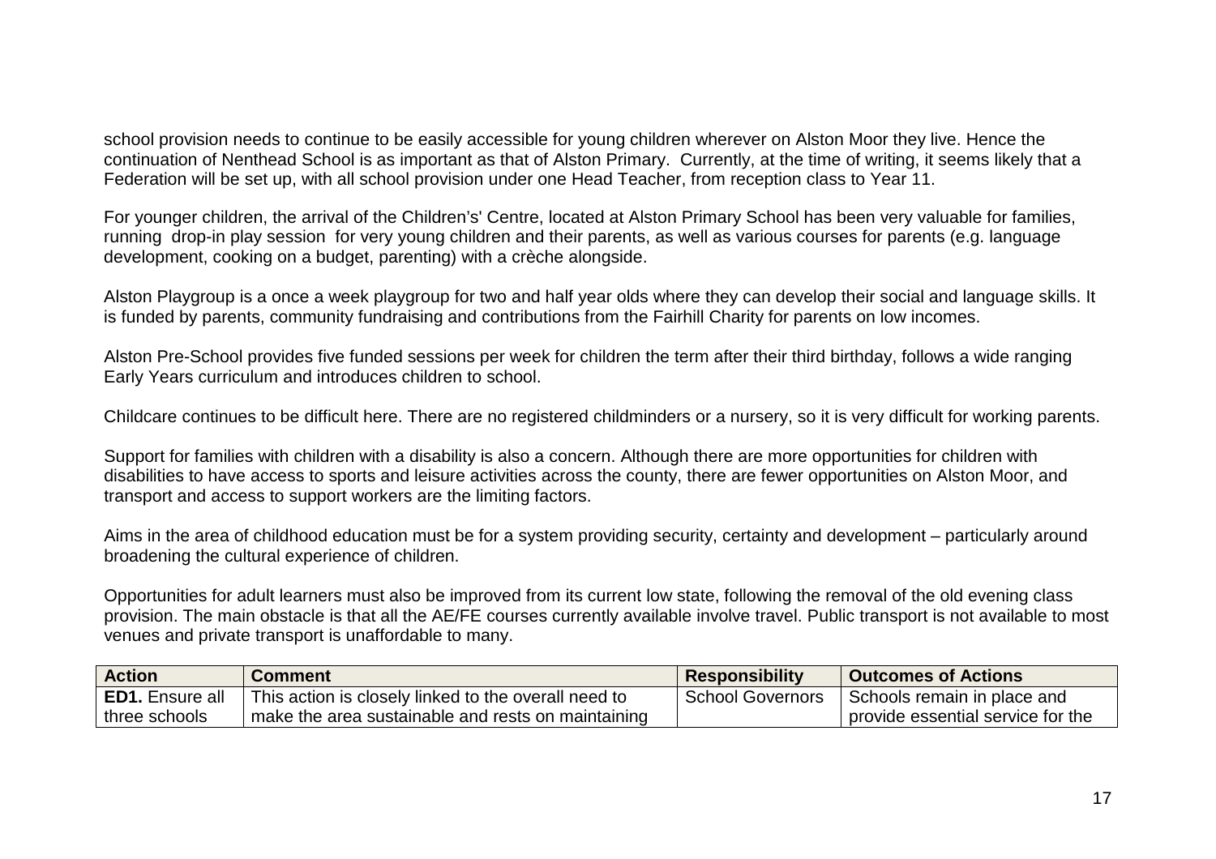school provision needs to continue to be easily accessible for young children wherever on Alston Moor they live. Hence the continuation of Nenthead School is as important as that of Alston Primary. Currently, at the time of writing, it seems likely that a Federation will be set up, with all school provision under one Head Teacher, from reception class to Year 11.

For younger children, the arrival of the Children's' Centre, located at Alston Primary School has been very valuable for families, running drop-in play session for very young children and their parents, as well as various courses for parents (e.g. language development, cooking on a budget, parenting) with a crèche alongside.

Alston Playgroup is a once a week playgroup for two and half year olds where they can develop their social and language skills. It is funded by parents, community fundraising and contributions from the Fairhill Charity for parents on low incomes.

Alston Pre-School provides five funded sessions per week for children the term after their third birthday, follows a wide ranging Early Years curriculum and introduces children to school.

Childcare continues to be difficult here. There are no registered childminders or a nursery, so it is very difficult for working parents.

Support for families with children with a disability is also a concern. Although there are more opportunities for children with disabilities to have access to sports and leisure activities across the county, there are fewer opportunities on Alston Moor, and transport and access to support workers are the limiting factors.

Aims in the area of childhood education must be for a system providing security, certainty and development – particularly around broadening the cultural experience of children.

Opportunities for adult learners must also be improved from its current low state, following the removal of the old evening class provision. The main obstacle is that all the AE/FE courses currently available involve travel. Public transport is not available to most venues and private transport is unaffordable to many.

| Action | Comment | Responsibility | Outcomes of Actions |
|---|---|---|---|
| **ED1.** Ensure all three schools | This action is closely linked to the overall need to make the area sustainable and rests on maintaining | School Governors | Schools remain in place and provide essential service for the |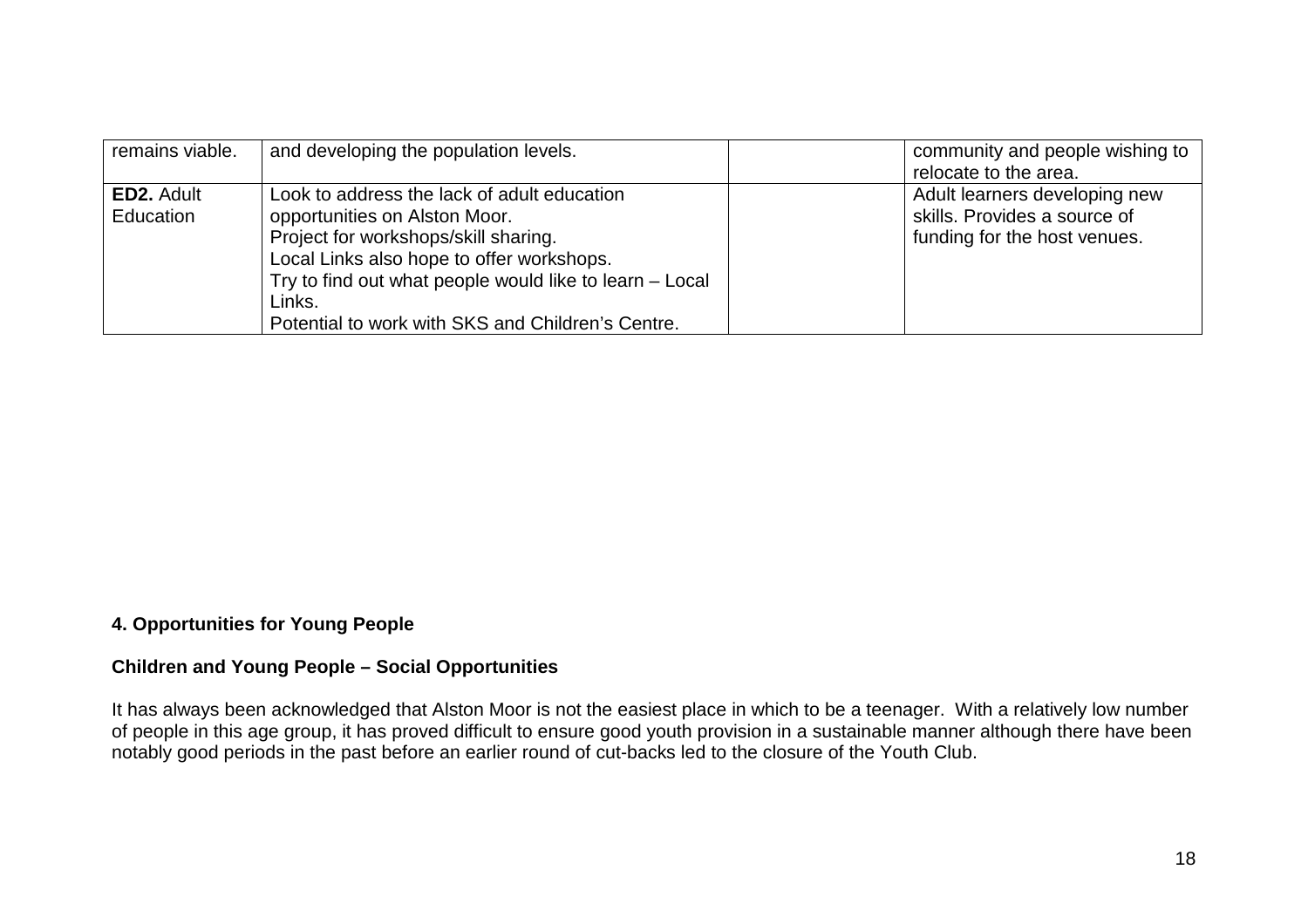| | | | |
|---|---|---|---|
| remains viable. | and developing the population levels. | | community and people wishing to relocate to the area. |
| **ED2.** Adult Education | Look to address the lack of adult education opportunities on Alston Moor.<br>Project for workshops/skill sharing.<br>Local Links also hope to offer workshops.<br>Try to find out what people would like to learn – Local Links.<br>Potential to work with SKS and Children's Centre. | | Adult learners developing new skills. Provides a source of funding for the host venues. |

## 4. Opportunities for Young People

### Children and Young People – Social Opportunities

It has always been acknowledged that Alston Moor is not the easiest place in which to be a teenager. With a relatively low number of people in this age group, it has proved difficult to ensure good youth provision in a sustainable manner although there have been notably good periods in the past before an earlier round of cut-backs led to the closure of the Youth Club.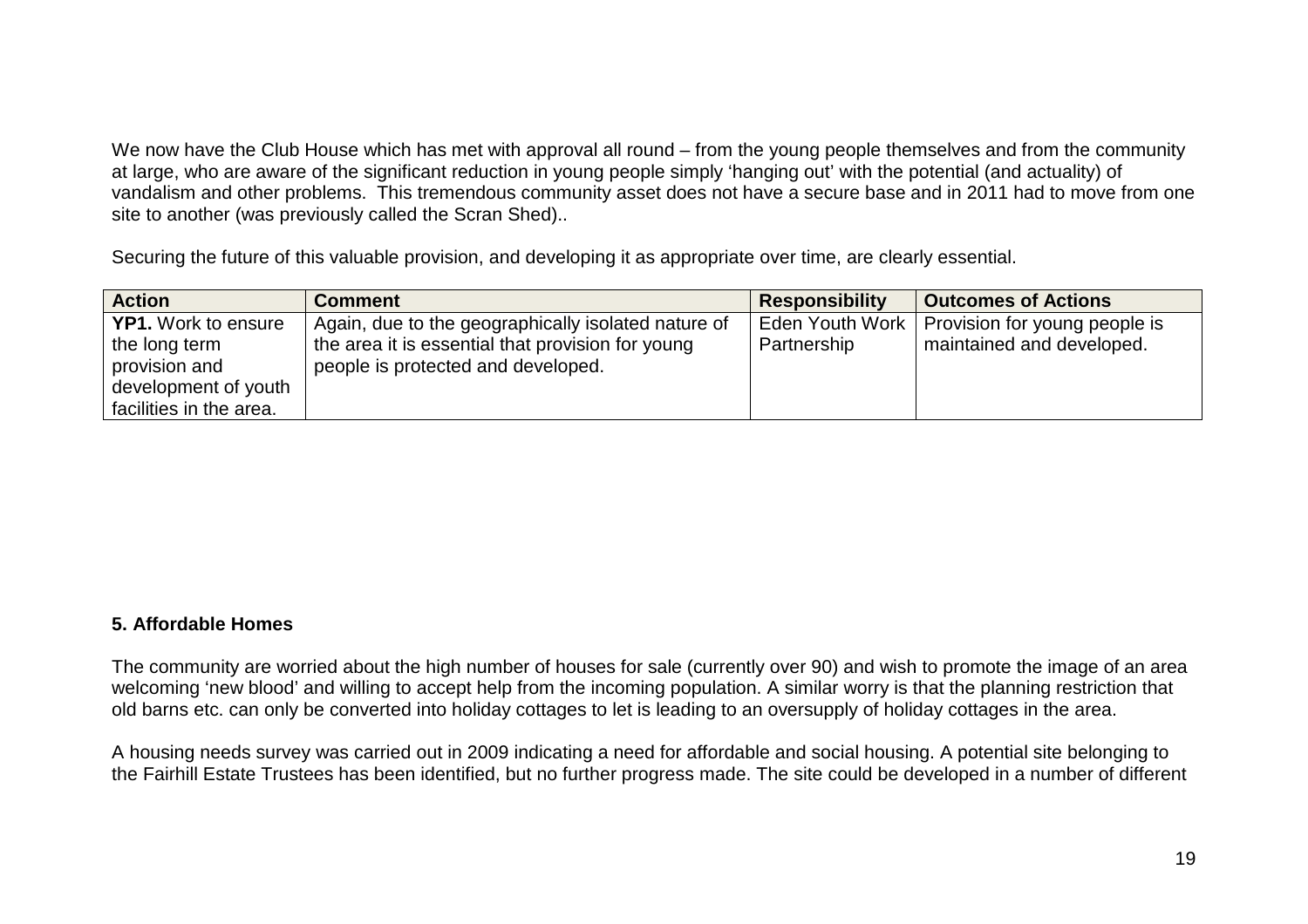We now have the Club House which has met with approval all round – from the young people themselves and from the community at large, who are aware of the significant reduction in young people simply 'hanging out' with the potential (and actuality) of vandalism and other problems.  This tremendous community asset does not have a secure base and in 2011 had to move from one site to another (was previously called the Scran Shed)..

Securing the future of this valuable provision, and developing it as appropriate over time, are clearly essential.

| Action | Comment | Responsibility | Outcomes of Actions |
|---|---|---|---|
| **YP1.** Work to ensure the long term provision and development of youth facilities in the area. | Again, due to the geographically isolated nature of the area it is essential that provision for young people is protected and developed. | Eden Youth Work Partnership | Provision for young people is maintained and developed. |

**5. Affordable Homes**

The community are worried about the high number of houses for sale (currently over 90) and wish to promote the image of an area welcoming 'new blood' and willing to accept help from the incoming population. A similar worry is that the planning restriction that old barns etc. can only be converted into holiday cottages to let is leading to an oversupply of holiday cottages in the area.

A housing needs survey was carried out in 2009 indicating a need for affordable and social housing. A potential site belonging to the Fairhill Estate Trustees has been identified, but no further progress made. The site could be developed in a number of different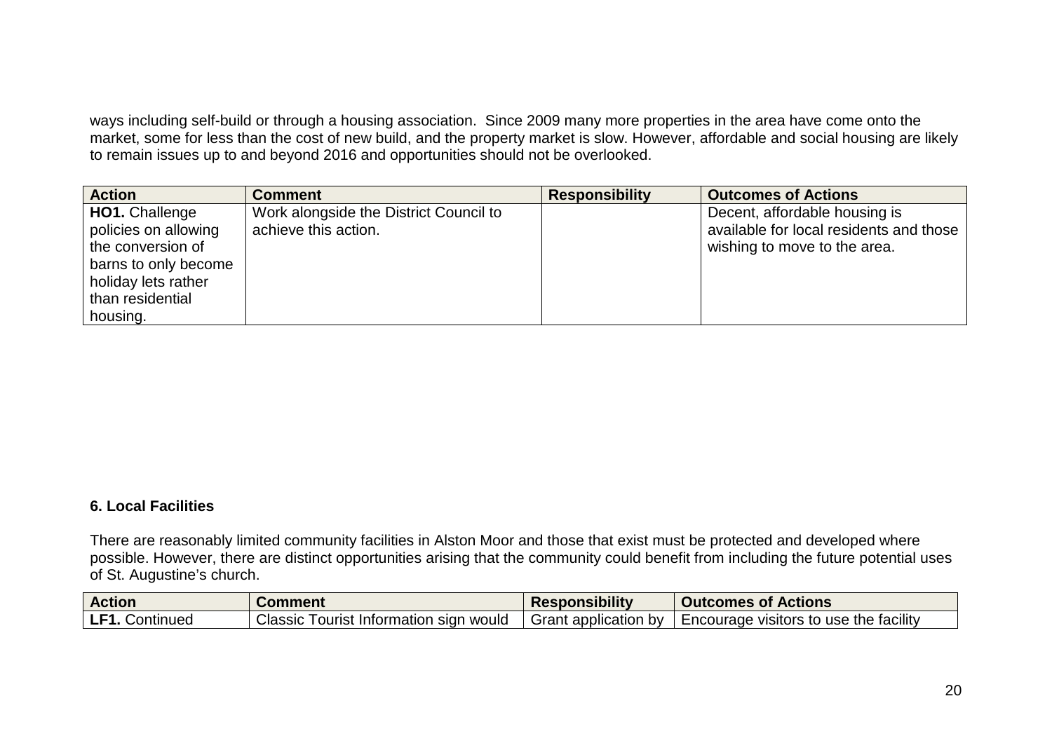ways including self-build or through a housing association. Since 2009 many more properties in the area have come onto the market, some for less than the cost of new build, and the property market is slow. However, affordable and social housing are likely to remain issues up to and beyond 2016 and opportunities should not be overlooked.

| Action | Comment | Responsibility | Outcomes of Actions |
|---|---|---|---|
| **HO1.** Challenge policies on allowing the conversion of barns to only become holiday lets rather than residential housing. | Work alongside the District Council to achieve this action. | | Decent, affordable housing is available for local residents and those wishing to move to the area. |

**6. Local Facilities**

There are reasonably limited community facilities in Alston Moor and those that exist must be protected and developed where possible. However, there are distinct opportunities arising that the community could benefit from including the future potential uses of St. Augustine's church.

| Action | Comment | Responsibility | Outcomes of Actions |
|---|---|---|---|
| **LF1.** Continued | Classic Tourist Information sign would | Grant application by | Encourage visitors to use the facility |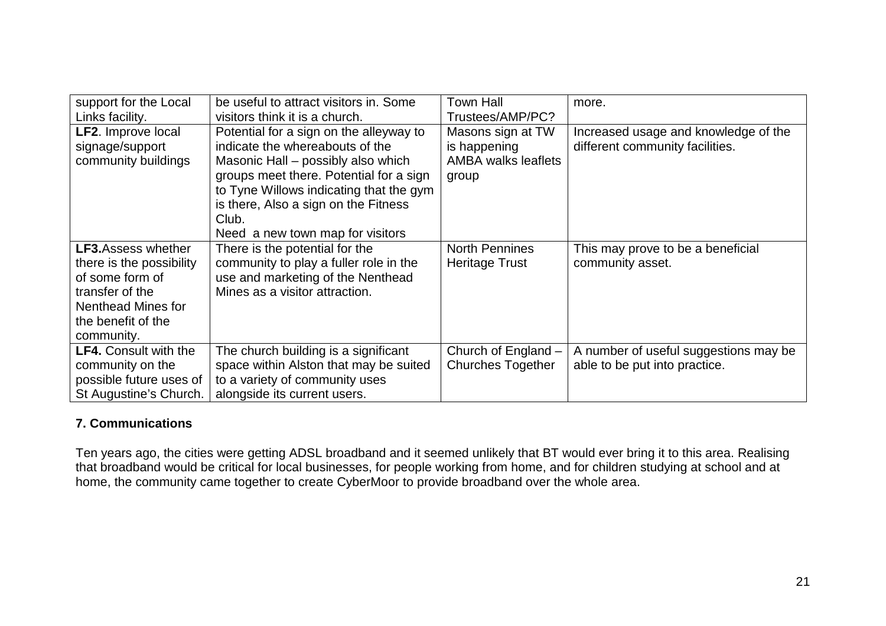| | | | |
|---|---|---|---|
| support for the Local Links facility. | be useful to attract visitors in. Some visitors think it is a church. | Town Hall Trustees/AMP/PC? | more. |
| **LF2**. Improve local signage/support community buildings | Potential for a sign on the alleyway to indicate the whereabouts of the Masonic Hall – possibly also which groups meet there. Potential for a sign to Tyne Willows indicating that the gym is there, Also a sign on the Fitness Club.<br>Need a new town map for visitors | Masons sign at TW is happening<br>AMBA walks leaflets group | Increased usage and knowledge of the different community facilities. |
| **LF3.** Assess whether there is the possibility of some form of transfer of the Nenthead Mines for the benefit of the community. | There is the potential for the community to play a fuller role in the use and marketing of the Nenthead Mines as a visitor attraction. | North Pennines Heritage Trust | This may prove to be a beneficial community asset. |
| **LF4.** Consult with the community on the possible future uses of St Augustine's Church. | The church building is a significant space within Alston that may be suited to a variety of community uses alongside its current users. | Church of England – Churches Together | A number of useful suggestions may be able to be put into practice. |

## 7. Communications

Ten years ago, the cities were getting ADSL broadband and it seemed unlikely that BT would ever bring it to this area. Realising that broadband would be critical for local businesses, for people working from home, and for children studying at school and at home, the community came together to create CyberMoor to provide broadband over the whole area.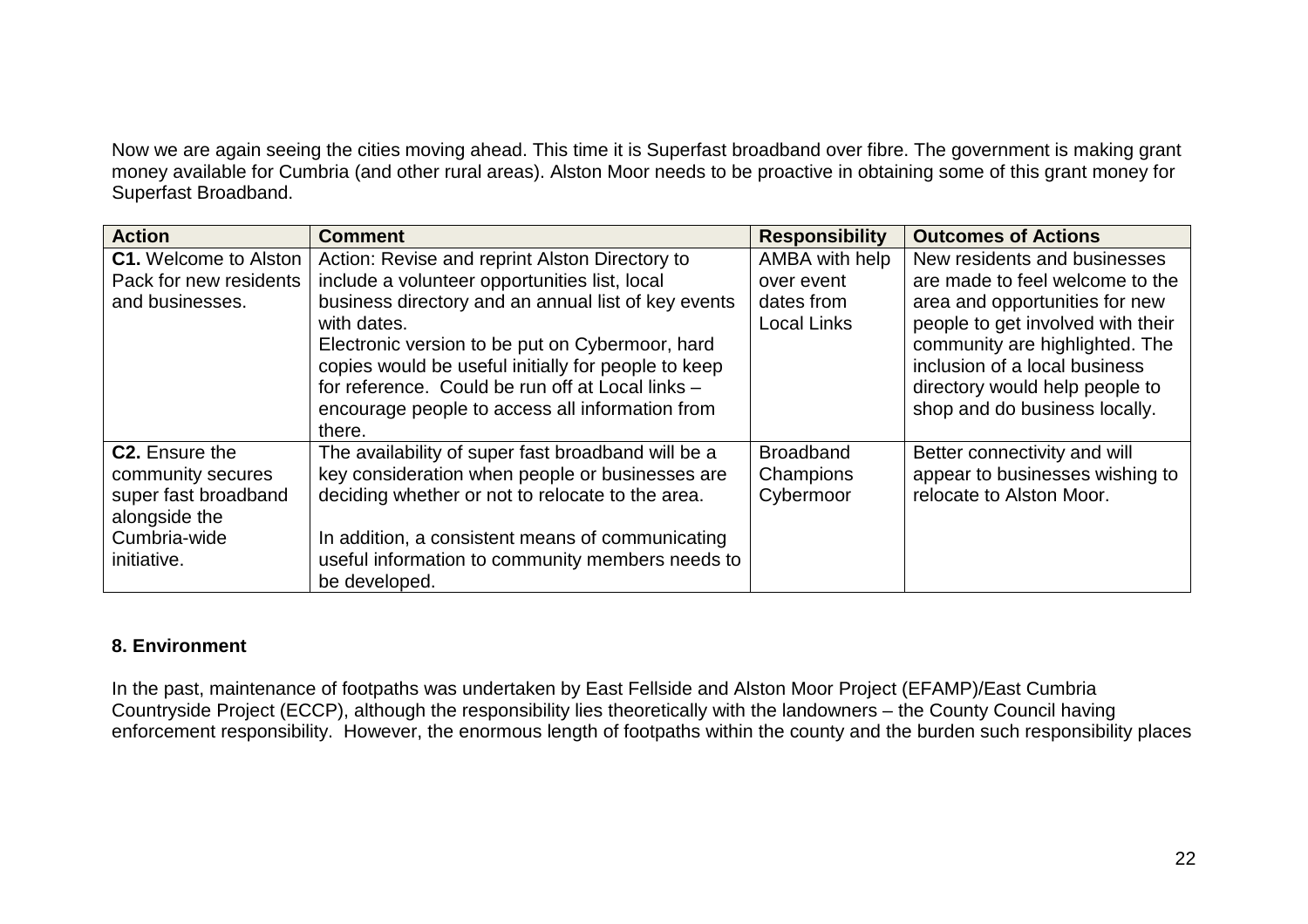Now we are again seeing the cities moving ahead. This time it is Superfast broadband over fibre. The government is making grant money available for Cumbria (and other rural areas). Alston Moor needs to be proactive in obtaining some of this grant money for Superfast Broadband.

| Action | Comment | Responsibility | Outcomes of Actions |
|---|---|---|---|
| **C1.** Welcome to Alston Pack for new residents and businesses. | Action: Revise and reprint Alston Directory to include a volunteer opportunities list, local business directory and an annual list of key events with dates.<br>Electronic version to be put on Cybermoor, hard copies would be useful initially for people to keep for reference. Could be run off at Local links – encourage people to access all information from there. | AMBA with help over event dates from Local Links | New residents and businesses are made to feel welcome to the area and opportunities for new people to get involved with their community are highlighted. The inclusion of a local business directory would help people to shop and do business locally. |
| **C2.** Ensure the community secures super fast broadband alongside the Cumbria-wide initiative. | The availability of super fast broadband will be a key consideration when people or businesses are deciding whether or not to relocate to the area.<br><br>In addition, a consistent means of communicating useful information to community members needs to be developed. | Broadband Champions Cybermoor | Better connectivity and will appear to businesses wishing to relocate to Alston Moor. |

## 8. Environment

In the past, maintenance of footpaths was undertaken by East Fellside and Alston Moor Project (EFAMP)/East Cumbria Countryside Project (ECCP), although the responsibility lies theoretically with the landowners – the County Council having enforcement responsibility. However, the enormous length of footpaths within the county and the burden such responsibility places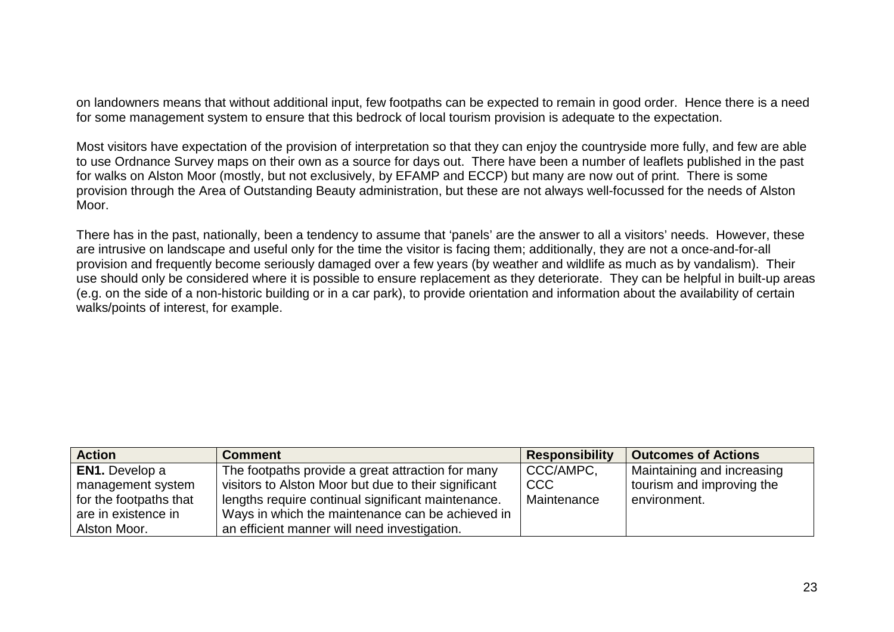on landowners means that without additional input, few footpaths can be expected to remain in good order. Hence there is a need for some management system to ensure that this bedrock of local tourism provision is adequate to the expectation.

Most visitors have expectation of the provision of interpretation so that they can enjoy the countryside more fully, and few are able to use Ordnance Survey maps on their own as a source for days out. There have been a number of leaflets published in the past for walks on Alston Moor (mostly, but not exclusively, by EFAMP and ECCP) but many are now out of print. There is some provision through the Area of Outstanding Beauty administration, but these are not always well-focussed for the needs of Alston Moor.

There has in the past, nationally, been a tendency to assume that 'panels' are the answer to all a visitors' needs. However, these are intrusive on landscape and useful only for the time the visitor is facing them; additionally, they are not a once-and-for-all provision and frequently become seriously damaged over a few years (by weather and wildlife as much as by vandalism). Their use should only be considered where it is possible to ensure replacement as they deteriorate. They can be helpful in built-up areas (e.g. on the side of a non-historic building or in a car park), to provide orientation and information about the availability of certain walks/points of interest, for example.

| Action | Comment | Responsibility | Outcomes of Actions |
|---|---|---|---|
| **EN1.** Develop a management system for the footpaths that are in existence in Alston Moor. | The footpaths provide a great attraction for many visitors to Alston Moor but due to their significant lengths require continual significant maintenance. Ways in which the maintenance can be achieved in an efficient manner will need investigation. | CCC/AMPC, CCC Maintenance | Maintaining and increasing tourism and improving the environment. |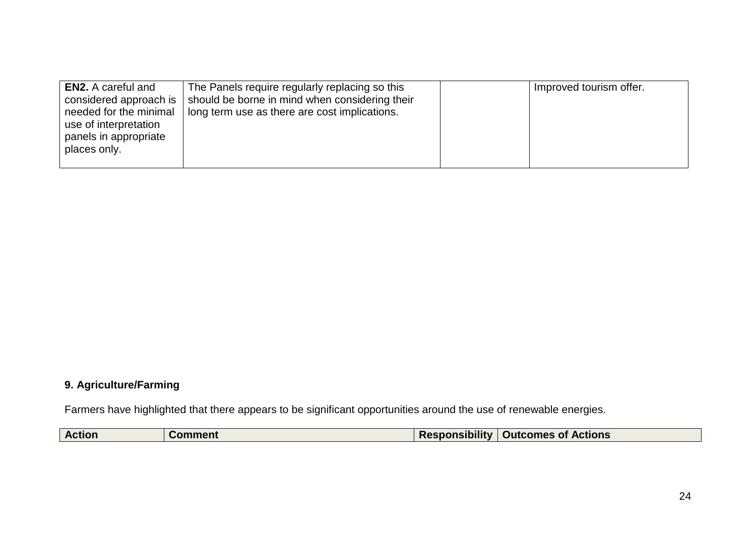| | | | |
|---|---|---|---|
| **EN2.** A careful and considered approach is needed for the minimal use of interpretation panels in appropriate places only. | The Panels require regularly replacing so this should be borne in mind when considering their long term use as there are cost implications. | | Improved tourism offer. |

**9. Agriculture/Farming**

Farmers have highlighted that there appears to be significant opportunities around the use of renewable energies.

| Action | Comment | Responsibility | Outcomes of Actions |
|---|---|---|---|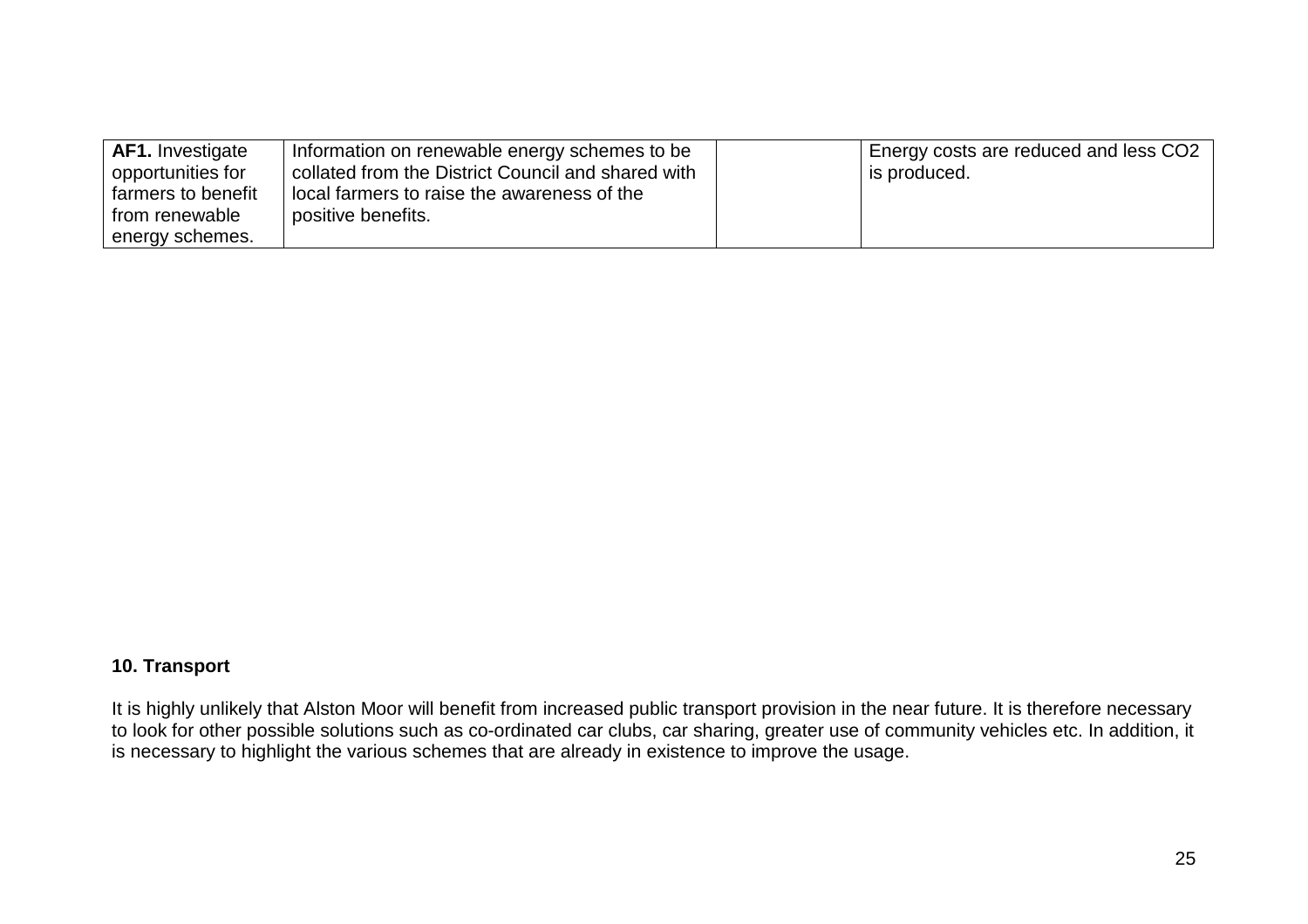| **AF1.** Investigate opportunities for farmers to benefit from renewable energy schemes. | Information on renewable energy schemes to be collated from the District Council and shared with local farmers to raise the awareness of the positive benefits. | | Energy costs are reduced and less $CO_2$ is produced. |
|---|---|---|---|

**10. Transport**

It is highly unlikely that Alston Moor will benefit from increased public transport provision in the near future. It is therefore necessary to look for other possible solutions such as co-ordinated car clubs, car sharing, greater use of community vehicles etc. In addition, it is necessary to highlight the various schemes that are already in existence to improve the usage.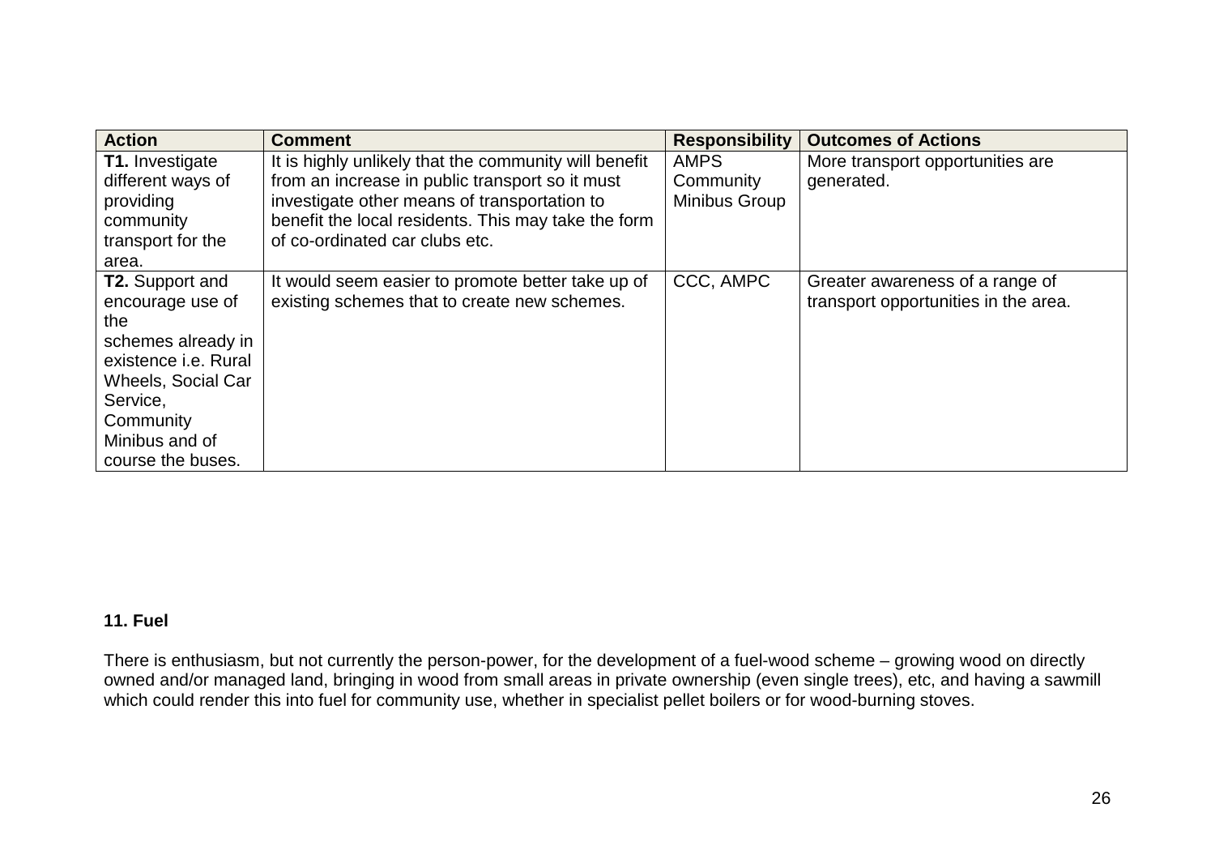| Action | Comment | Responsibility | Outcomes of Actions |
|---|---|---|---|
| **T1.** Investigate different ways of providing community transport for the area. | It is highly unlikely that the community will benefit from an increase in public transport so it must investigate other means of transportation to benefit the local residents. This may take the form of co-ordinated car clubs etc. | AMPS Community Minibus Group | More transport opportunities are generated. |
| **T2.** Support and encourage use of the schemes already in existence i.e. Rural Wheels, Social Car Service, Community Minibus and of course the buses. | It would seem easier to promote better take up of existing schemes that to create new schemes. | CCC, AMPC | Greater awareness of a range of transport opportunities in the area. |

**11. Fuel**

There is enthusiasm, but not currently the person-power, for the development of a fuel-wood scheme – growing wood on directly owned and/or managed land, bringing in wood from small areas in private ownership (even single trees), etc, and having a sawmill which could render this into fuel for community use, whether in specialist pellet boilers or for wood-burning stoves.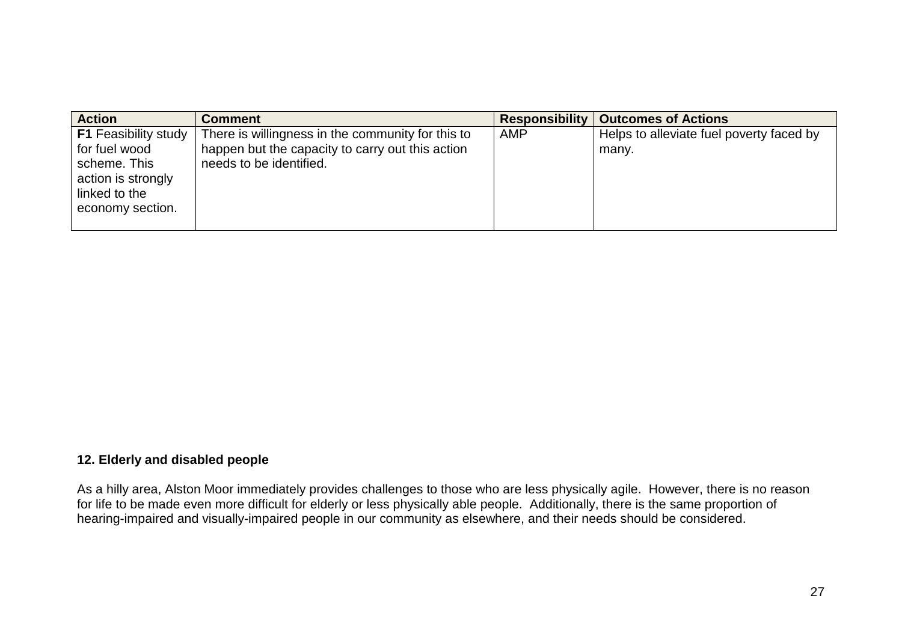| Action | Comment | Responsibility | Outcomes of Actions |
|---|---|---|---|
| **F1** Feasibility study for fuel wood scheme. This action is strongly linked to the economy section. | There is willingness in the community for this to happen but the capacity to carry out this action needs to be identified. | AMP | Helps to alleviate fuel poverty faced by many. |

## 12. Elderly and disabled people

As a hilly area, Alston Moor immediately provides challenges to those who are less physically agile. However, there is no reason for life to be made even more difficult for elderly or less physically able people. Additionally, there is the same proportion of hearing-impaired and visually-impaired people in our community as elsewhere, and their needs should be considered.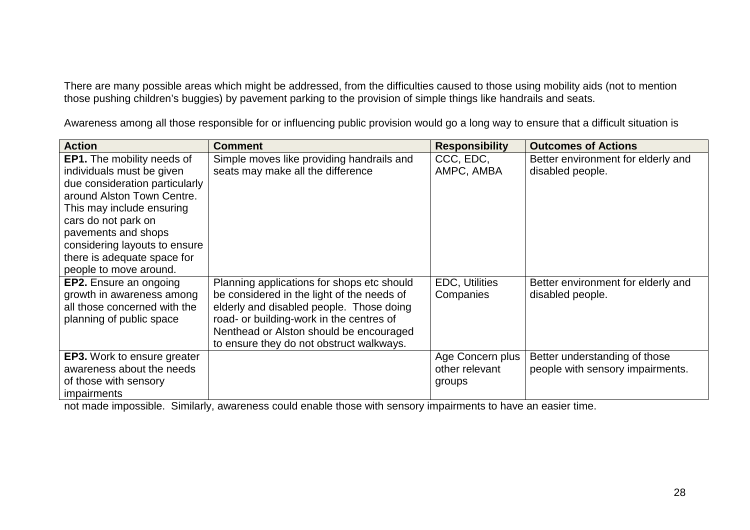There are many possible areas which might be addressed, from the difficulties caused to those using mobility aids (not to mention those pushing children's buggies) by pavement parking to the provision of simple things like handrails and seats.

Awareness among all those responsible for or influencing public provision would go a long way to ensure that a difficult situation is not made impossible. Similarly, awareness could enable those with sensory impairments to have an easier time.

| Action | Comment | Responsibility | Outcomes of Actions |
| --- | --- | --- | --- |
| **EP1.** The mobility needs of individuals must be given due consideration particularly around Alston Town Centre. This may include ensuring cars do not park on pavements and shops considering layouts to ensure there is adequate space for people to move around. | Simple moves like providing handrails and seats may make all the difference | CCC, EDC, AMPC, AMBA | Better environment for elderly and disabled people. |
| **EP2.** Ensure an ongoing growth in awareness among all those concerned with the planning of public space | Planning applications for shops etc should be considered in the light of the needs of elderly and disabled people. Those doing road- or building-work in the centres of Nenthead or Alston should be encouraged to ensure they do not obstruct walkways. | EDC, Utilities Companies | Better environment for elderly and disabled people. |
| **EP3.** Work to ensure greater awareness about the needs of those with sensory impairments | | Age Concern plus other relevant groups | Better understanding of those people with sensory impairments. |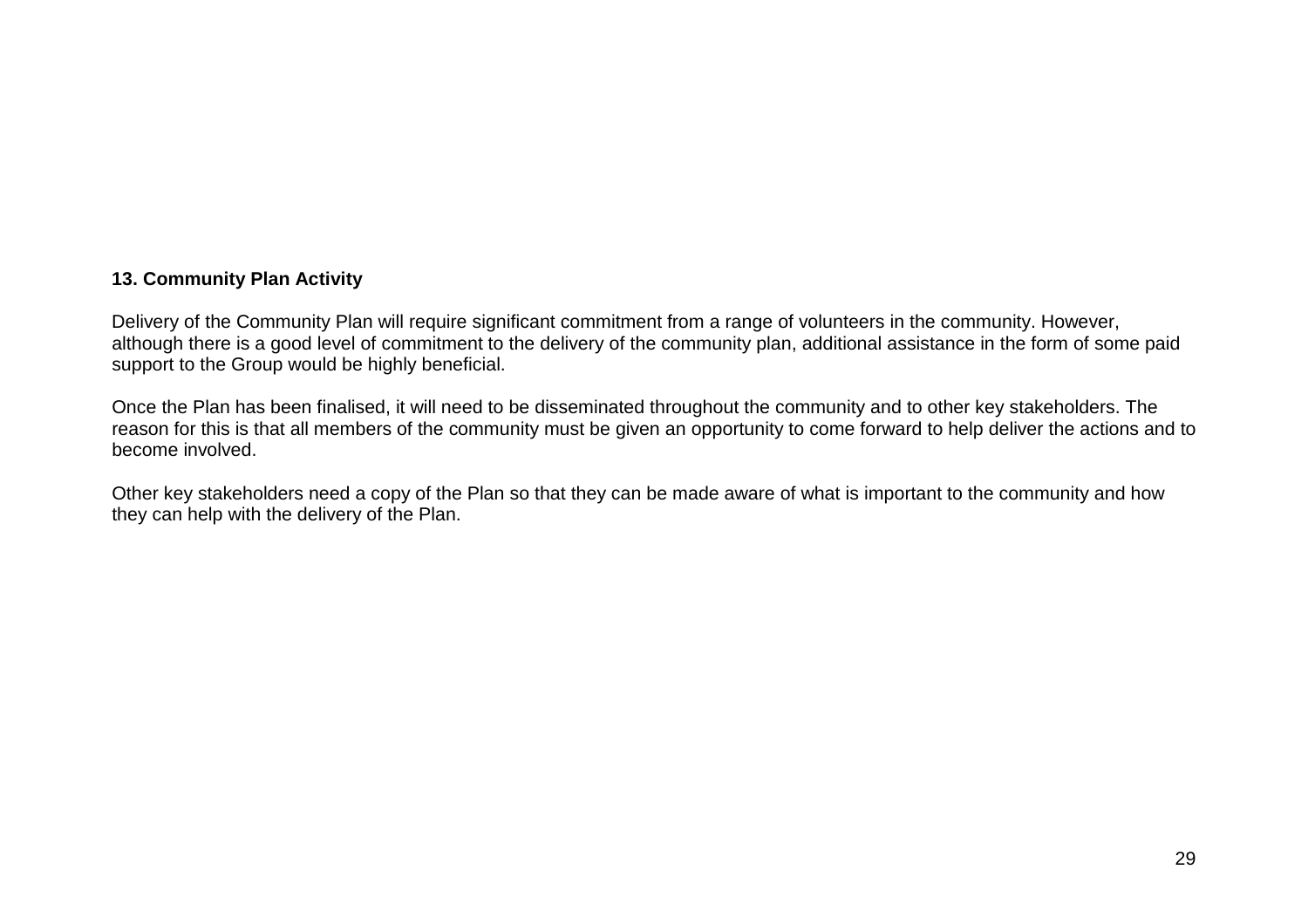## 13. Community Plan Activity

Delivery of the Community Plan will require significant commitment from a range of volunteers in the community. However, although there is a good level of commitment to the delivery of the community plan, additional assistance in the form of some paid support to the Group would be highly beneficial.

Once the Plan has been finalised, it will need to be disseminated throughout the community and to other key stakeholders. The reason for this is that all members of the community must be given an opportunity to come forward to help deliver the actions and to become involved.

Other key stakeholders need a copy of the Plan so that they can be made aware of what is important to the community and how they can help with the delivery of the Plan.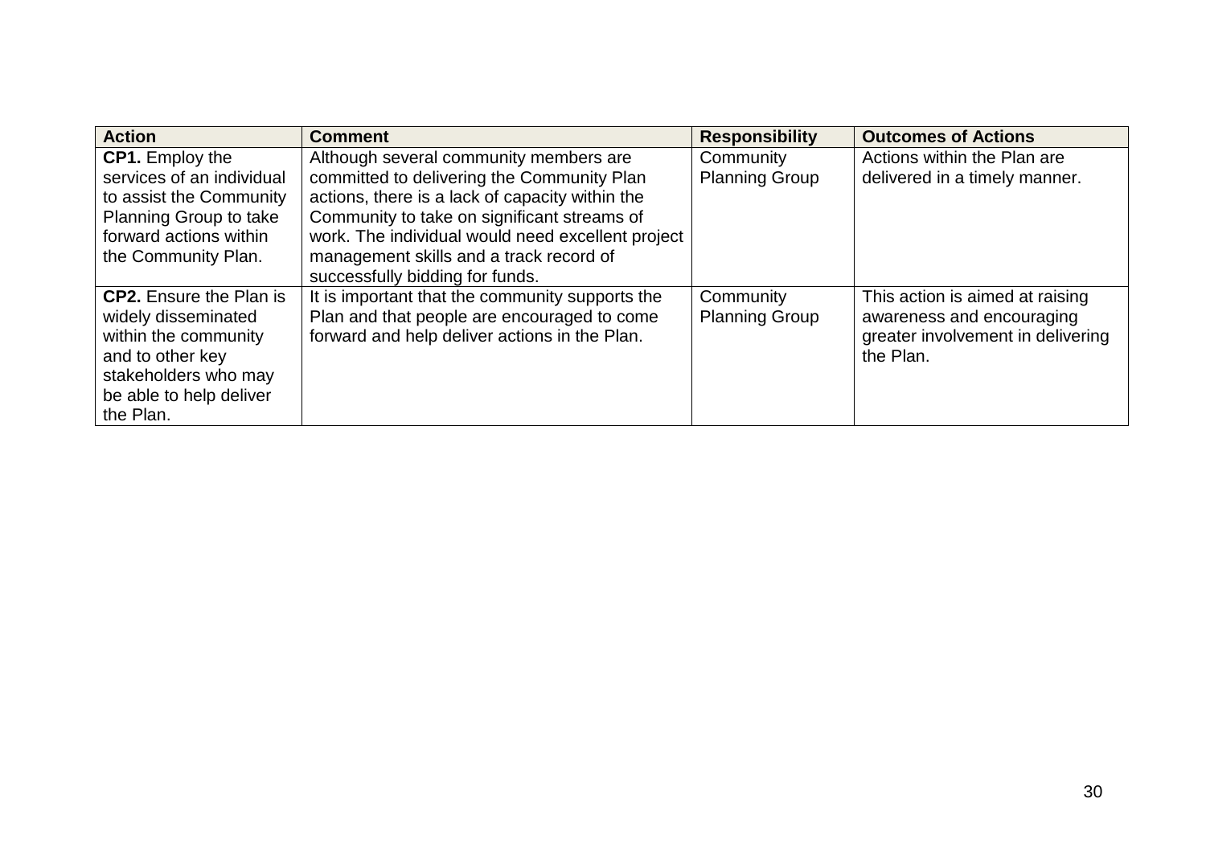| Action | Comment | Responsibility | Outcomes of Actions |
|---|---|---|---|
| **CP1.** Employ the services of an individual to assist the Community Planning Group to take forward actions within the Community Plan. | Although several community members are committed to delivering the Community Plan actions, there is a lack of capacity within the Community to take on significant streams of work. The individual would need excellent project management skills and a track record of successfully bidding for funds. | Community Planning Group | Actions within the Plan are delivered in a timely manner. |
| **CP2.** Ensure the Plan is widely disseminated within the community and to other key stakeholders who may be able to help deliver the Plan. | It is important that the community supports the Plan and that people are encouraged to come forward and help deliver actions in the Plan. | Community Planning Group | This action is aimed at raising awareness and encouraging greater involvement in delivering the Plan. |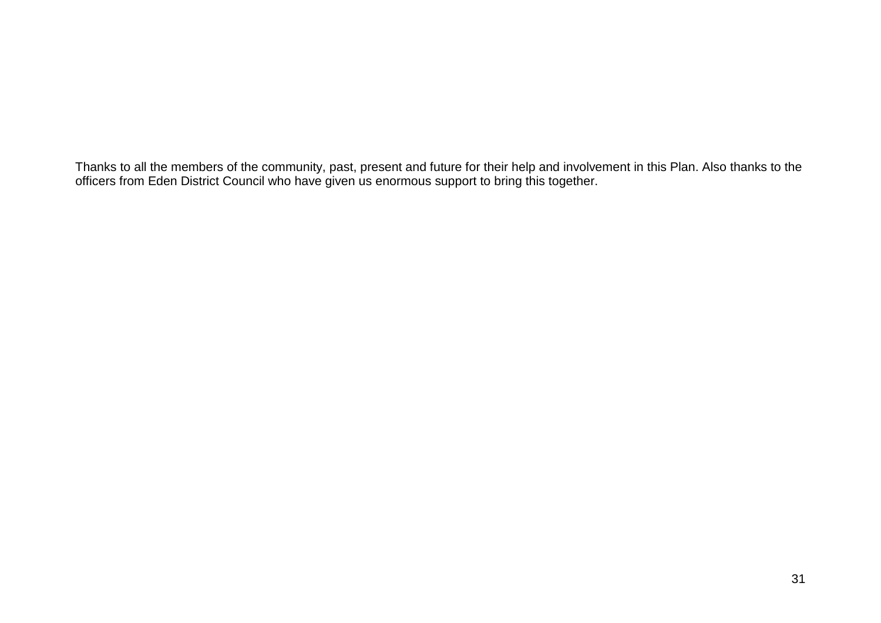Thanks to all the members of the community, past, present and future for their help and involvement in this Plan. Also thanks to the officers from Eden District Council who have given us enormous support to bring this together.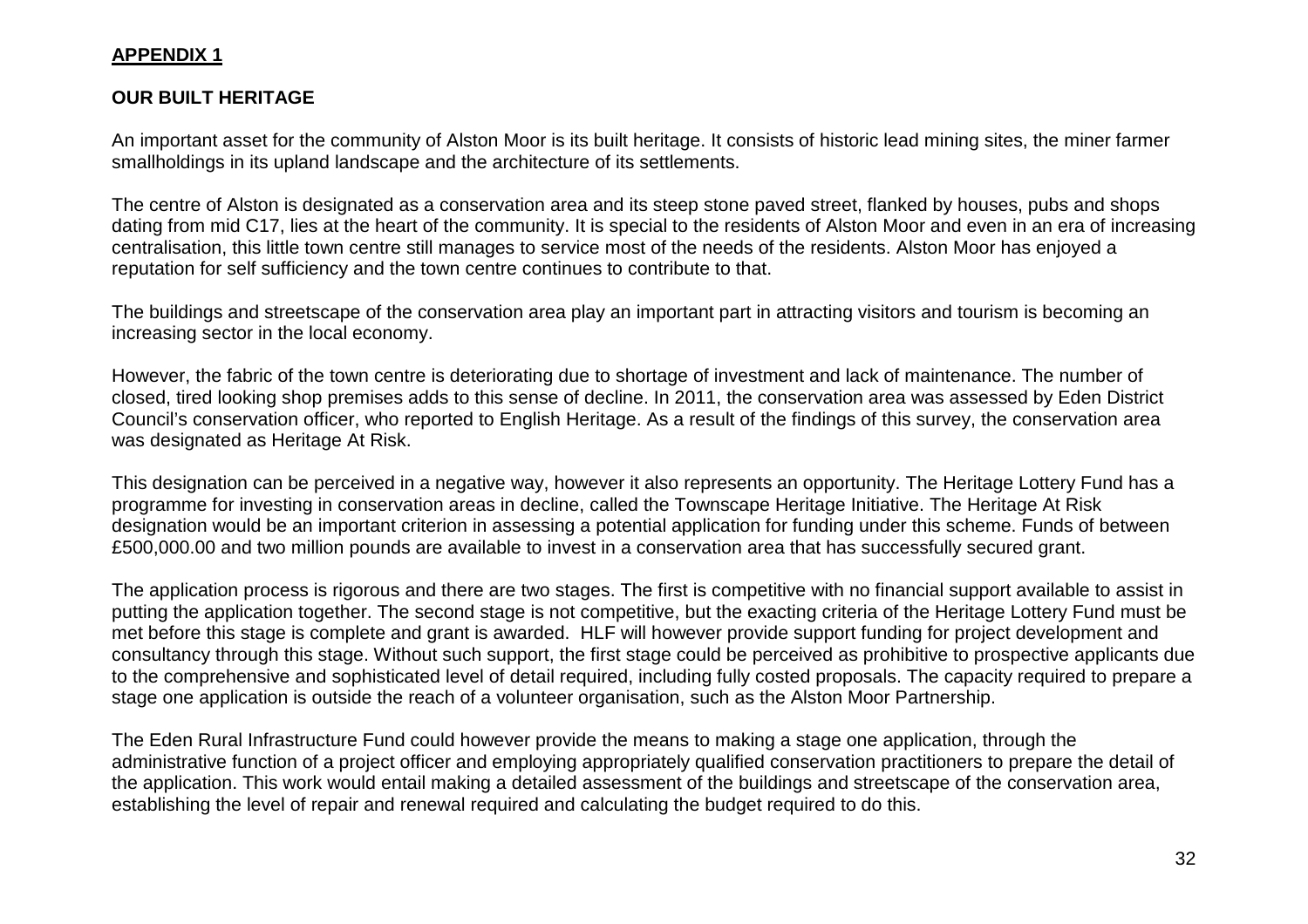**APPENDIX 1**

**OUR BUILT HERITAGE**

An important asset for the community of Alston Moor is its built heritage. It consists of historic lead mining sites, the miner farmer smallholdings in its upland landscape and the architecture of its settlements.

The centre of Alston is designated as a conservation area and its steep stone paved street, flanked by houses, pubs and shops dating from mid C17, lies at the heart of the community. It is special to the residents of Alston Moor and even in an era of increasing centralisation, this little town centre still manages to service most of the needs of the residents. Alston Moor has enjoyed a reputation for self sufficiency and the town centre continues to contribute to that.

The buildings and streetscape of the conservation area play an important part in attracting visitors and tourism is becoming an increasing sector in the local economy.

However, the fabric of the town centre is deteriorating due to shortage of investment and lack of maintenance. The number of closed, tired looking shop premises adds to this sense of decline. In 2011, the conservation area was assessed by Eden District Council's conservation officer, who reported to English Heritage. As a result of the findings of this survey, the conservation area was designated as Heritage At Risk.

This designation can be perceived in a negative way, however it also represents an opportunity. The Heritage Lottery Fund has a programme for investing in conservation areas in decline, called the Townscape Heritage Initiative. The Heritage At Risk designation would be an important criterion in assessing a potential application for funding under this scheme. Funds of between £500,000.00 and two million pounds are available to invest in a conservation area that has successfully secured grant.

The application process is rigorous and there are two stages. The first is competitive with no financial support available to assist in putting the application together. The second stage is not competitive, but the exacting criteria of the Heritage Lottery Fund must be met before this stage is complete and grant is awarded. HLF will however provide support funding for project development and consultancy through this stage. Without such support, the first stage could be perceived as prohibitive to prospective applicants due to the comprehensive and sophisticated level of detail required, including fully costed proposals. The capacity required to prepare a stage one application is outside the reach of a volunteer organisation, such as the Alston Moor Partnership.

The Eden Rural Infrastructure Fund could however provide the means to making a stage one application, through the administrative function of a project officer and employing appropriately qualified conservation practitioners to prepare the detail of the application. This work would entail making a detailed assessment of the buildings and streetscape of the conservation area, establishing the level of repair and renewal required and calculating the budget required to do this.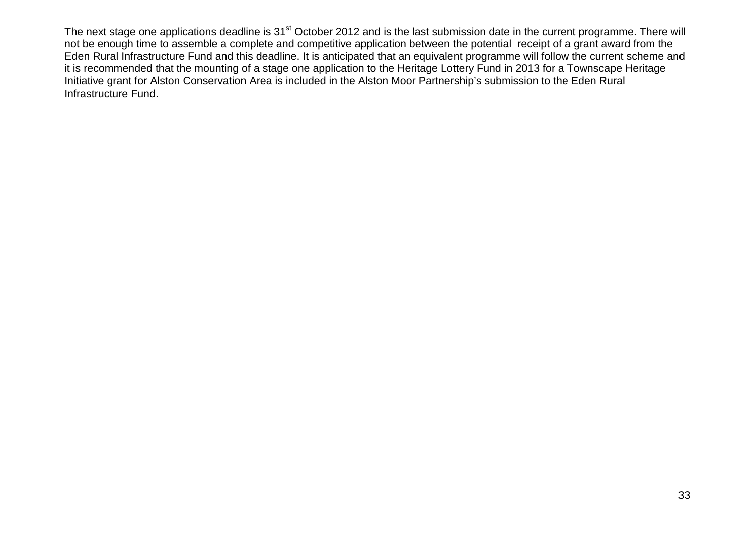The next stage one applications deadline is 31st October 2012 and is the last submission date in the current programme. There will not be enough time to assemble a complete and competitive application between the potential receipt of a grant award from the Eden Rural Infrastructure Fund and this deadline. It is anticipated that an equivalent programme will follow the current scheme and it is recommended that the mounting of a stage one application to the Heritage Lottery Fund in 2013 for a Townscape Heritage Initiative grant for Alston Conservation Area is included in the Alston Moor Partnership's submission to the Eden Rural Infrastructure Fund.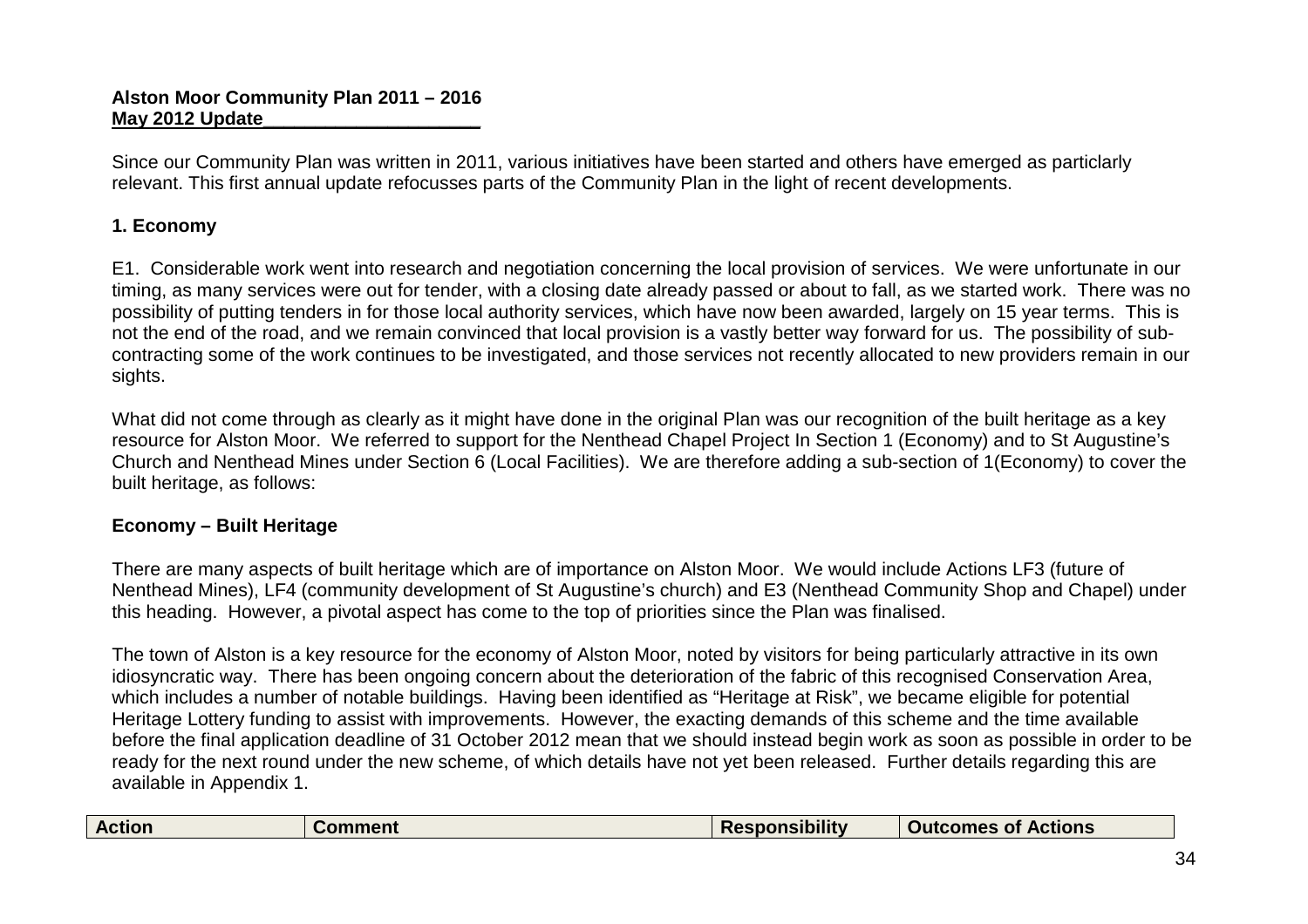**Alston Moor Community Plan 2011 – 2016**
**May 2012 Update**

Since our Community Plan was written in 2011, various initiatives have been started and others have emerged as particlarly relevant. This first annual update refocusses parts of the Community Plan in the light of recent developments.

## 1. Economy

E1. Considerable work went into research and negotiation concerning the local provision of services. We were unfortunate in our timing, as many services were out for tender, with a closing date already passed or about to fall, as we started work. There was no possibility of putting tenders in for those local authority services, which have now been awarded, largely on 15 year terms. This is not the end of the road, and we remain convinced that local provision is a vastly better way forward for us. The possibility of sub-contracting some of the work continues to be investigated, and those services not recently allocated to new providers remain in our sights.

What did not come through as clearly as it might have done in the original Plan was our recognition of the built heritage as a key resource for Alston Moor. We referred to support for the Nenthead Chapel Project In Section 1 (Economy) and to St Augustine's Church and Nenthead Mines under Section 6 (Local Facilities). We are therefore adding a sub-section of 1(Economy) to cover the built heritage, as follows:

### Economy – Built Heritage

There are many aspects of built heritage which are of importance on Alston Moor. We would include Actions LF3 (future of Nenthead Mines), LF4 (community development of St Augustine's church) and E3 (Nenthead Community Shop and Chapel) under this heading. However, a pivotal aspect has come to the top of priorities since the Plan was finalised.

The town of Alston is a key resource for the economy of Alston Moor, noted by visitors for being particularly attractive in its own idiosyncratic way. There has been ongoing concern about the deterioration of the fabric of this recognised Conservation Area, which includes a number of notable buildings. Having been identified as "Heritage at Risk", we became eligible for potential Heritage Lottery funding to assist with improvements. However, the exacting demands of this scheme and the time available before the final application deadline of 31 October 2012 mean that we should instead begin work as soon as possible in order to be ready for the next round under the new scheme, of which details have not yet been released. Further details regarding this are available in Appendix 1.

| Action | Comment | Responsibility | Outcomes of Actions |
|---|---|---|---|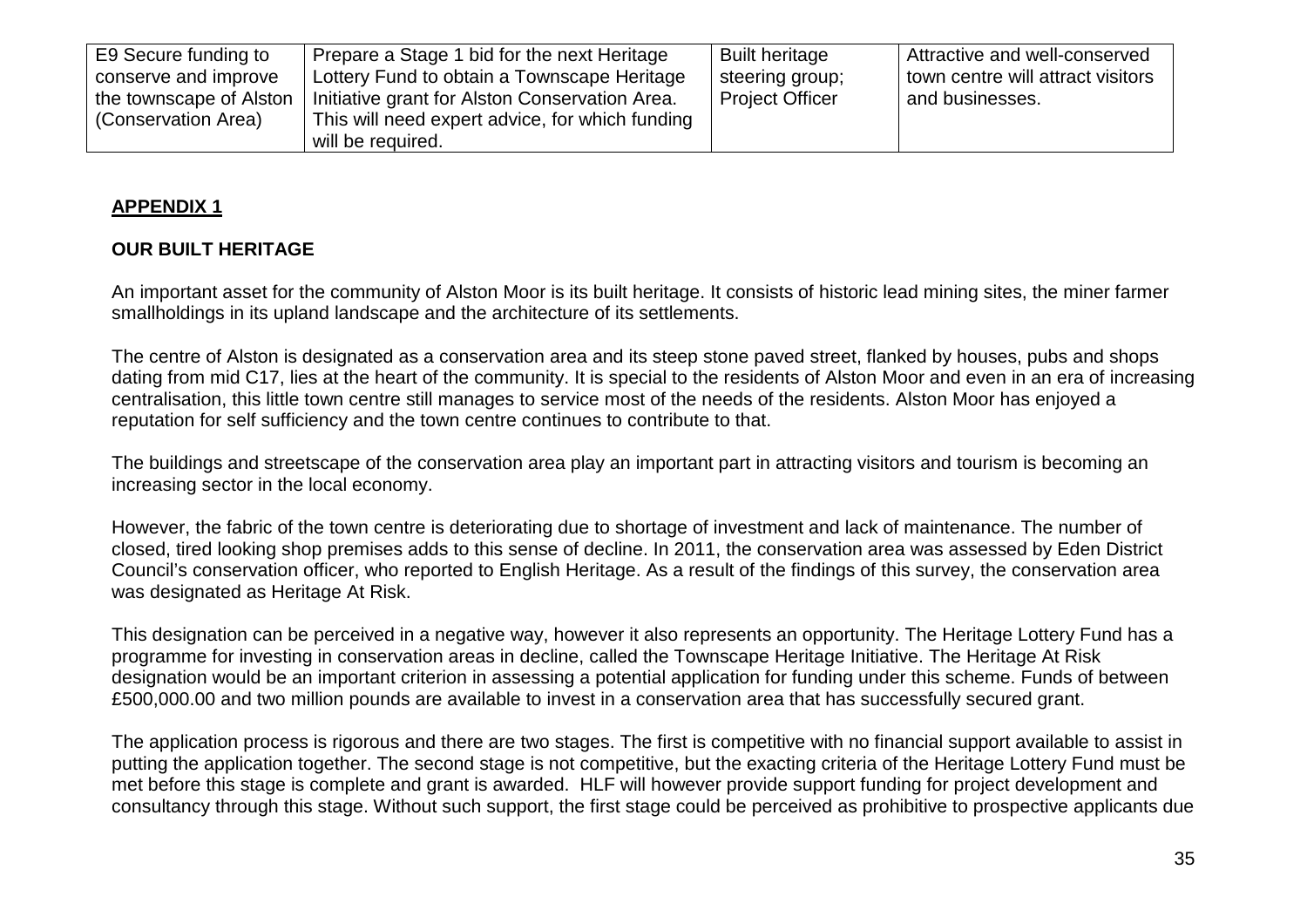| E9 Secure funding to conserve and improve the townscape of Alston (Conservation Area) | Prepare a Stage 1 bid for the next Heritage Lottery Fund to obtain a Townscape Heritage Initiative grant for Alston Conservation Area. This will need expert advice, for which funding will be required. | Built heritage steering group; Project Officer | Attractive and well-conserved town centre will attract visitors and businesses. |
|---|---|---|---|

## APPENDIX 1

### OUR BUILT HERITAGE

An important asset for the community of Alston Moor is its built heritage. It consists of historic lead mining sites, the miner farmer smallholdings in its upland landscape and the architecture of its settlements.

The centre of Alston is designated as a conservation area and its steep stone paved street, flanked by houses, pubs and shops dating from mid C17, lies at the heart of the community. It is special to the residents of Alston Moor and even in an era of increasing centralisation, this little town centre still manages to service most of the needs of the residents. Alston Moor has enjoyed a reputation for self sufficiency and the town centre continues to contribute to that.

The buildings and streetscape of the conservation area play an important part in attracting visitors and tourism is becoming an increasing sector in the local economy.

However, the fabric of the town centre is deteriorating due to shortage of investment and lack of maintenance. The number of closed, tired looking shop premises adds to this sense of decline. In 2011, the conservation area was assessed by Eden District Council's conservation officer, who reported to English Heritage. As a result of the findings of this survey, the conservation area was designated as Heritage At Risk.

This designation can be perceived in a negative way, however it also represents an opportunity. The Heritage Lottery Fund has a programme for investing in conservation areas in decline, called the Townscape Heritage Initiative. The Heritage At Risk designation would be an important criterion in assessing a potential application for funding under this scheme. Funds of between £500,000.00 and two million pounds are available to invest in a conservation area that has successfully secured grant.

The application process is rigorous and there are two stages. The first is competitive with no financial support available to assist in putting the application together. The second stage is not competitive, but the exacting criteria of the Heritage Lottery Fund must be met before this stage is complete and grant is awarded. HLF will however provide support funding for project development and consultancy through this stage. Without such support, the first stage could be perceived as prohibitive to prospective applicants due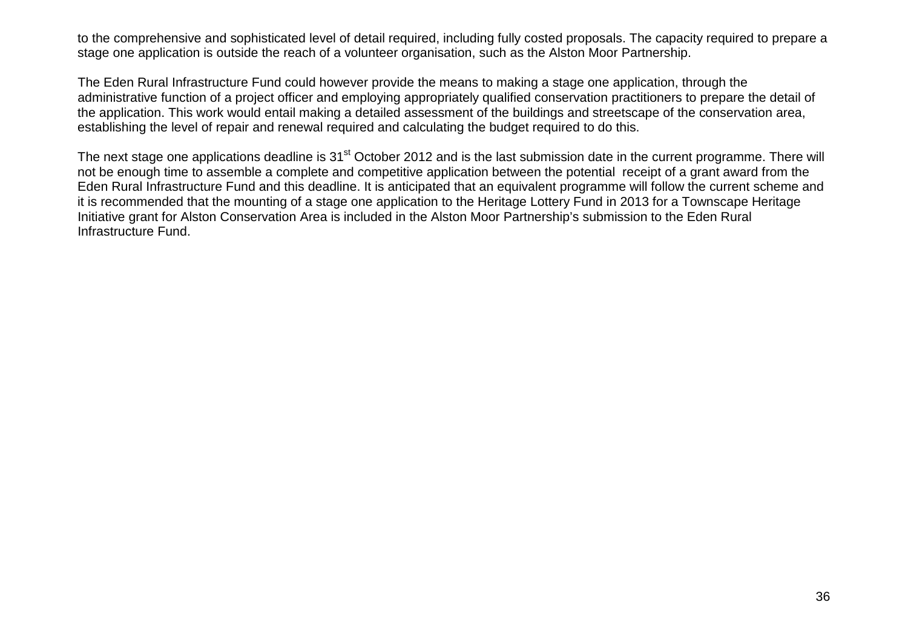to the comprehensive and sophisticated level of detail required, including fully costed proposals. The capacity required to prepare a stage one application is outside the reach of a volunteer organisation, such as the Alston Moor Partnership.

The Eden Rural Infrastructure Fund could however provide the means to making a stage one application, through the administrative function of a project officer and employing appropriately qualified conservation practitioners to prepare the detail of the application. This work would entail making a detailed assessment of the buildings and streetscape of the conservation area, establishing the level of repair and renewal required and calculating the budget required to do this.

The next stage one applications deadline is 31st October 2012 and is the last submission date in the current programme. There will not be enough time to assemble a complete and competitive application between the potential receipt of a grant award from the Eden Rural Infrastructure Fund and this deadline. It is anticipated that an equivalent programme will follow the current scheme and it is recommended that the mounting of a stage one application to the Heritage Lottery Fund in 2013 for a Townscape Heritage Initiative grant for Alston Conservation Area is included in the Alston Moor Partnership's submission to the Eden Rural Infrastructure Fund.